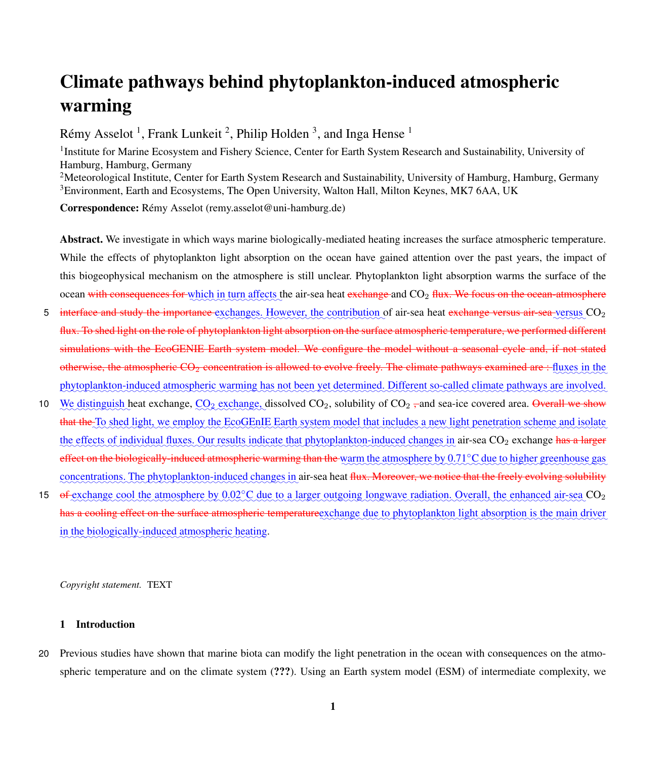# Climate pathways behind phytoplankton-induced atmospheric warming

Rémy Asselot [1], Frank Lunkeit [2], Philip Holden [3], and Inga Hense [1]

[1]Institute for Marine Ecosystem and Fishery Science, Center for Earth System Research and Sustainability, University of Hamburg, Hamburg, Germany

[2]Meteorological Institute, Center for Earth System Research and Sustainability, University of Hamburg, Hamburg, Germany

[3]Environment, Earth and Ecosystems, The Open University, Walton Hall, Milton Keynes, MK7 6AA, UK

**Correspondence:** Rémy Asselot (remy.asselot@uni-hamburg.de)

**Abstract.** We investigate in which ways marine biologically-mediated heating increases the surface atmospheric temperature. While the effects of phytoplankton light absorption on the ocean have gained attention over the past years, the impact of this biogeophysical mechanism on the atmosphere is still unclear. Phytoplankton light absorption warms the surface of the ocean ~~with consequences for~~ which in turn affects the air-sea heat ~~exchange~~ and $CO_2$ ~~flux. We focus on the ocean-atmosphere interface and study the importance~~ exchanges. However, the contribution of air-sea heat ~~exchange versus air-sea~~ versus $CO_2$ ~~flux. To shed light on the role of phytoplankton light absorption on the surface atmospheric temperature, we performed different simulations with the EcoGENIE Earth system model. We configure the model without a seasonal cycle and, if not stated otherwise, the atmospheric $CO_2$ concentration is allowed to evolve freely. The climate pathways examined are :~~ fluxes in the phytoplankton-induced atmospheric warming has not been yet determined. Different so-called climate pathways are involved. We distinguish heat exchange, $CO_2$ exchange, dissolved $CO_2$, solubility of $CO_2$ ~~,~~ and sea-ice covered area. ~~Overall we show that the~~ To shed light, we employ the EcoGEnIE Earth system model that includes a new light penetration scheme and isolate the effects of individual fluxes. Our results indicate that phytoplankton-induced changes in air-sea $CO_2$ exchange ~~has a larger effect on the biologically-induced atmospheric warming than the~~ warm the atmosphere by 0.71°C due to higher greenhouse gas concentrations. The phytoplankton-induced changes in air-sea heat ~~flux. Moreover, we notice that the freely evolving solubility of~~ exchange cool the atmosphere by 0.02°C due to a larger outgoing longwave radiation. Overall, the enhanced air-sea $CO_2$ ~~has a cooling effect on the surface atmospheric temperature~~ exchange due to phytoplankton light absorption is the main driver in the biologically-induced atmospheric heating.

*Copyright statement.* TEXT

## 1 Introduction

Previous studies have shown that marine biota can modify the light penetration in the ocean with consequences on the atmospheric temperature and on the climate system (**???**). Using an Earth system model (ESM) of intermediate complexity, we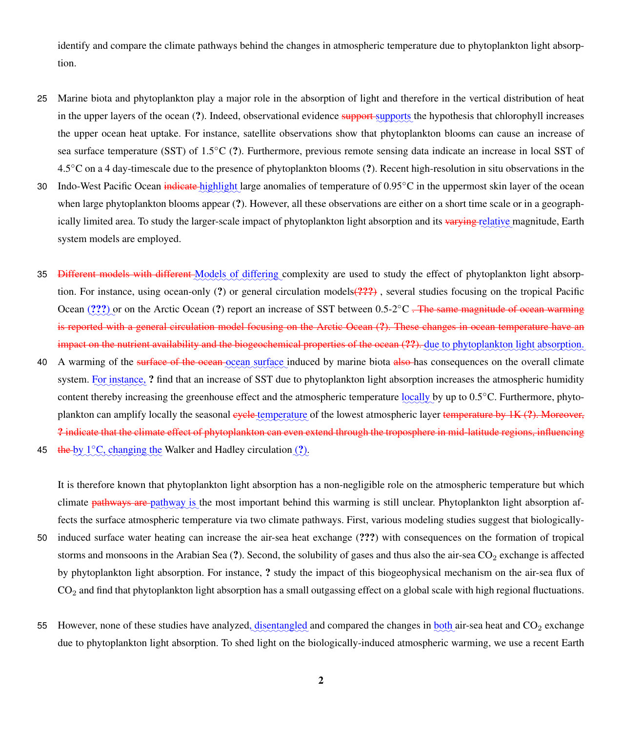identify and compare the climate pathways behind the changes in atmospheric temperature due to phytoplankton light absorption.

Marine biota and phytoplankton play a major role in the absorption of light and therefore in the vertical distribution of heat in the upper layers of the ocean (**?**). Indeed, observational evidence ~~support~~ supports the hypothesis that chlorophyll increases the upper ocean heat uptake. For instance, satellite observations show that phytoplankton blooms can cause an increase of sea surface temperature (SST) of 1.5°C (**?**). Furthermore, previous remote sensing data indicate an increase in local SST of 4.5°C on a 4 day-timescale due to the presence of phytoplankton blooms (**?**). Recent high-resolution in situ observations in the Indo-West Pacific Ocean ~~indicate~~ highlight large anomalies of temperature of 0.95°C in the uppermost skin layer of the ocean when large phytoplankton blooms appear (**?**). However, all these observations are either on a short time scale or in a geographically limited area. To study the larger-scale impact of phytoplankton light absorption and its ~~varying~~ relative magnitude, Earth system models are employed.

~~Different models with different~~ Models of differing complexity are used to study the effect of phytoplankton light absorption. For instance, using ocean-only (**?**) or general circulation models~~(**???**)~~ , several studies focusing on the tropical Pacific Ocean (**???**) or on the Arctic Ocean (**?**) report an increase of SST between 0.5-2°C ~~. The same magnitude of ocean warming is reported with a general circulation model focusing on the Arctic Ocean (**?**). These changes in ocean temperature have an impact on the nutrient availability and the biogeochemical properties of the ocean (**??**).~~ due to phytoplankton light absorption. A warming of the ~~surface of the ocean~~ ocean surface induced by marine biota ~~also~~ has consequences on the overall climate system. For instance, **?** find that an increase of SST due to phytoplankton light absorption increases the atmospheric humidity content thereby increasing the greenhouse effect and the atmospheric temperature locally by up to 0.5°C. Furthermore, phytoplankton can amplify locally the seasonal ~~cycle~~ temperature of the lowest atmospheric layer ~~temperature by 1K (**?**). Moreover, **?** indicate that the climate effect of phytoplankton can even extend through the troposphere in mid-latitude regions, influencing the~~ by 1°C, changing the Walker and Hadley circulation (**?**).

It is therefore known that phytoplankton light absorption has a non-negligible role on the atmospheric temperature but which climate ~~pathways are~~ pathway is the most important behind this warming is still unclear. Phytoplankton light absorption affects the surface atmospheric temperature via two climate pathways. First, various modeling studies suggest that biologically-induced surface water heating can increase the air-sea heat exchange (**???**) with consequences on the formation of tropical storms and monsoons in the Arabian Sea (**?**). Second, the solubility of gases and thus also the air-sea $CO_2$ exchange is affected by phytoplankton light absorption. For instance, **?** study the impact of this biogeophysical mechanism on the air-sea flux of $CO_2$ and find that phytoplankton light absorption has a small outgassing effect on a global scale with high regional fluctuations.

However, none of these studies have analyzed, disentangled and compared the changes in both air-sea heat and $CO_2$ exchange due to phytoplankton light absorption. To shed light on the biologically-induced atmospheric warming, we use a recent Earth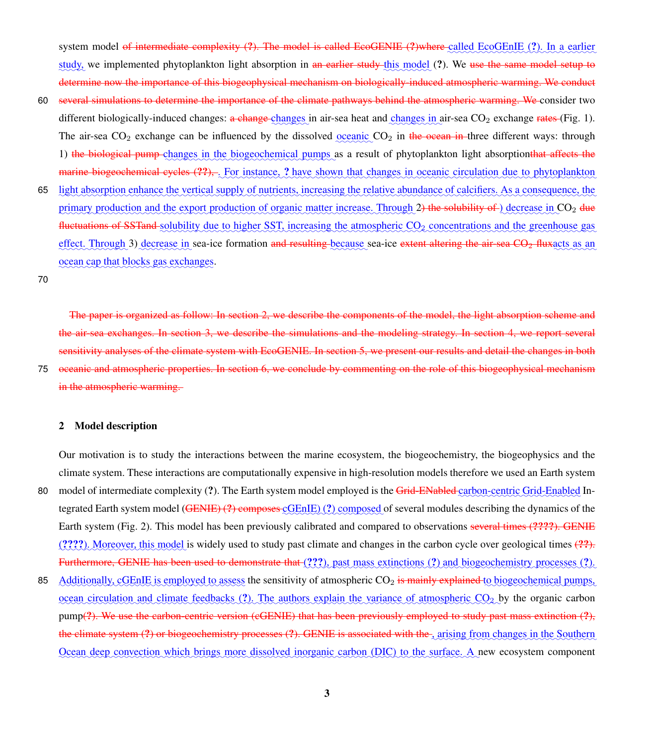system model ~~of intermediate complexity (?). The model is called EcoGENIE (?)where~~ called EcoGEnIE (?). In a earlier study, we implemented phytoplankton light absorption in ~~an earlier study~~ this model (?). We ~~use the same model setup to determine now the importance of this biogeophysical mechanism on biologically-induced atmospheric warming. We conduct several simulations to determine the importance of the climate pathways behind the atmospheric warming. We~~ consider two different biologically-induced changes: ~~a change~~ changes in air-sea heat and changes in air-sea $CO_2$ exchange ~~rates~~ (Fig. 1). The air-sea $CO_2$ exchange can be influenced by the dissolved oceanic $CO_2$ in ~~the ocean in~~ three different ways: through 1) ~~the biological pump~~ changes in the biogeochemical pumps as a result of phytoplankton light absorption~~that affects the marine biogeochemical cycles (??),~~ . For instance, ? have shown that changes in oceanic circulation due to phytoplankton light absorption enhance the vertical supply of nutrients, increasing the relative abundance of calcifiers. As a consequence, the primary production and the export production of organic matter increase. Through 2~~) the solubility of~~ ) decrease in $CO_2$ ~~due fluctuations of SSTand~~ solubility due to higher SST, increasing the atmospheric $CO_2$ concentrations and the greenhouse gas effect. Through 3) decrease in sea-ice formation ~~and resulting~~ because sea-ice ~~extent altering the air-sea $CO_2$ flux~~acts as an ocean cap that blocks gas exchanges.

~~The paper is organized as follow: In section 2, we describe the components of the model, the light absorption scheme and the air-sea exchanges. In section 3, we describe the simulations and the modeling strategy. In section 4, we report several sensitivity analyses of the climate system with EcoGENIE. In section 5, we present our results and detail the changes in both oceanic and atmospheric properties. In section 6, we conclude by commenting on the role of this biogeophysical mechanism in the atmospheric warming.~~

## 2 Model description

Our motivation is to study the interactions between the marine ecosystem, the biogeochemistry, the biogeophysics and the climate system. These interactions are computationally expensive in high-resolution models therefore we used an Earth system model of intermediate complexity (?). The Earth system model employed is the ~~Grid-ENabled~~ carbon-centric Grid-Enabled Integrated Earth system model ~~(GENIE) (?) composes~~ cGEnIE) (?) composed of several modules describing the dynamics of the Earth system (Fig. 2). This model has been previously calibrated and compared to observations ~~several times (????). GENIE~~ (????). Moreover, this model is widely used to study past climate and changes in the carbon cycle over geological times ~~(??). Furthermore, GENIE has been used to demonstrate that~~ (???), past mass extinctions (?) and biogeochemistry processes (?). Additionally, cGEnIE is employed to assess the sensitivity of atmospheric $CO_2$ ~~is mainly explained~~ to biogeochemical pumps, ocean circulation and climate feedbacks (?). The authors explain the variance of atmospheric $CO_2$ by the organic carbon pump~~(?). We use the carbon-centric version (cGENIE) that has been previously employed to study past mass extinction (?), the climate system (?) or biogeochemistry processes (?). GENIE is associated with the~~ , arising from changes in the Southern Ocean deep convection which brings more dissolved inorganic carbon (DIC) to the surface. A new ecosystem component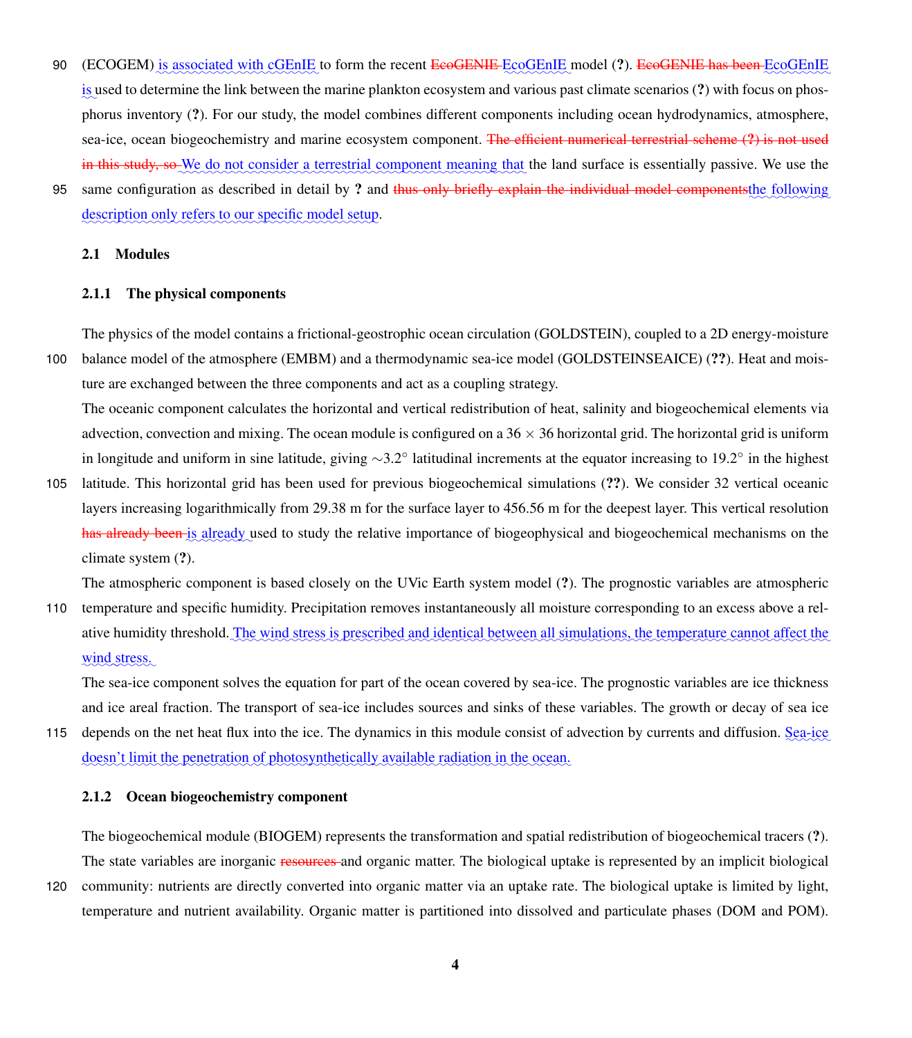(ECOGEM) is associated with cGEnIE to form the recent ~~EcoGENIE~~ EcoGEnIE model (?). ~~EcoGENIE has been~~ EcoGEnIE is used to determine the link between the marine plankton ecosystem and various past climate scenarios (?) with focus on phosphorus inventory (?). For our study, the model combines different components including ocean hydrodynamics, atmosphere, sea-ice, ocean biogeochemistry and marine ecosystem component. ~~The efficient numerical terrestrial scheme (?) is not used in this study, so~~ We do not consider a terrestrial component meaning that the land surface is essentially passive. We use the same configuration as described in detail by ? and ~~thus only briefly explain the individual model components~~the following description only refers to our specific model setup.

## 2.1 Modules

### 2.1.1 The physical components

The physics of the model contains a frictional-geostrophic ocean circulation (GOLDSTEIN), coupled to a 2D energy-moisture balance model of the atmosphere (EMBM) and a thermodynamic sea-ice model (GOLDSTEINSEAICE) (??). Heat and moisture are exchanged between the three components and act as a coupling strategy.

The oceanic component calculates the horizontal and vertical redistribution of heat, salinity and biogeochemical elements via advection, convection and mixing. The ocean module is configured on a $36 \times 36$ horizontal grid. The horizontal grid is uniform in longitude and uniform in sine latitude, giving $\sim$3.2° latitudinal increments at the equator increasing to 19.2° in the highest latitude. This horizontal grid has been used for previous biogeochemical simulations (??). We consider 32 vertical oceanic layers increasing logarithmically from 29.38 m for the surface layer to 456.56 m for the deepest layer. This vertical resolution ~~has already been~~ is already used to study the relative importance of biogeophysical and biogeochemical mechanisms on the climate system (?).

The atmospheric component is based closely on the UVic Earth system model (?). The prognostic variables are atmospheric temperature and specific humidity. Precipitation removes instantaneously all moisture corresponding to an excess above a relative humidity threshold. The wind stress is prescribed and identical between all simulations, the temperature cannot affect the wind stress.

The sea-ice component solves the equation for part of the ocean covered by sea-ice. The prognostic variables are ice thickness and ice areal fraction. The transport of sea-ice includes sources and sinks of these variables. The growth or decay of sea ice depends on the net heat flux into the ice. The dynamics in this module consist of advection by currents and diffusion. Sea-ice doesn't limit the penetration of photosynthetically available radiation in the ocean.

### 2.1.2 Ocean biogeochemistry component

The biogeochemical module (BIOGEM) represents the transformation and spatial redistribution of biogeochemical tracers (?). The state variables are inorganic ~~resources~~ and organic matter. The biological uptake is represented by an implicit biological community: nutrients are directly converted into organic matter via an uptake rate. The biological uptake is limited by light, temperature and nutrient availability. Organic matter is partitioned into dissolved and particulate phases (DOM and POM).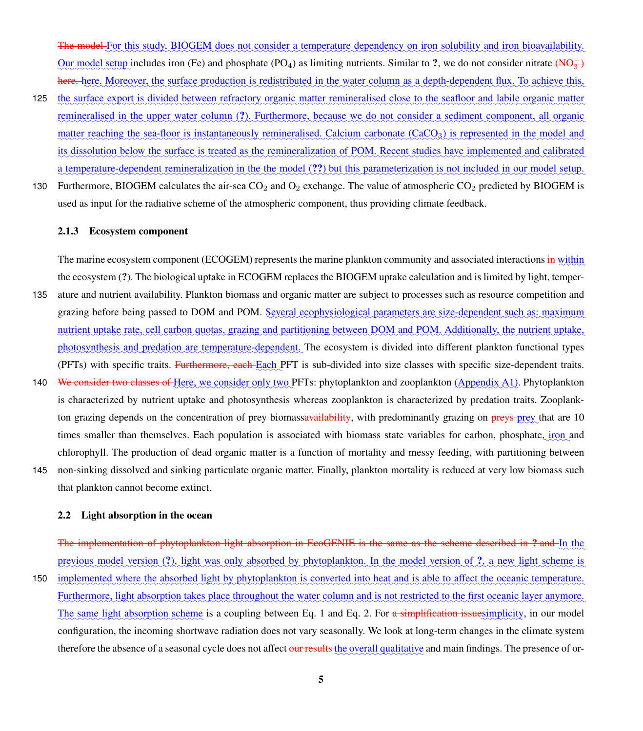The model For this study, BIOGEM does not consider a temperature dependency on iron solubility and iron bioavailability. Our model setup includes iron (Fe) and phosphate ($PO_4$) as limiting nutrients. Similar to **?**, we do not consider nitrate ($NO_3^-$) here. here. Moreover, the surface production is redistributed in the water column as a depth-dependent flux. To achieve this, the surface export is divided between refractory organic matter remineralised close to the seafloor and labile organic matter remineralised in the upper water column (**?**). Furthermore, because we do not consider a sediment component, all organic matter reaching the sea-floor is instantaneously remineralised. Calcium carbonate ($CaCO_3$) is represented in the model and its dissolution below the surface is treated as the remineralization of POM. Recent studies have implemented and calibrated a temperature-dependent remineralization in the the model (**??**) but this parameterization is not included in our model setup. Furthermore, BIOGEM calculates the air-sea $CO_2$ and $O_2$ exchange. The value of atmospheric $CO_2$ predicted by BIOGEM is used as input for the radiative scheme of the atmospheric component, thus providing climate feedback.

### 2.1.3 Ecosystem component

The marine ecosystem component (ECOGEM) represents the marine plankton community and associated interactions in within the ecosystem (**?**). The biological uptake in ECOGEM replaces the BIOGEM uptake calculation and is limited by light, temperature and nutrient availability. Plankton biomass and organic matter are subject to processes such as resource competition and grazing before being passed to DOM and POM. Several ecophysiological parameters are size-dependent such as: maximum nutrient uptake rate, cell carbon quotas, grazing and partitioning between DOM and POM. Additionally, the nutrient uptake, photosynthesis and predation are temperature-dependent. The ecosystem is divided into different plankton functional types (PFTs) with specific traits. Furthermore, each Each PFT is sub-divided into size classes with specific size-dependent traits. We consider two classes of Here, we consider only two PFTs: phytoplankton and zooplankton (Appendix A1). Phytoplankton is characterized by nutrient uptake and photosynthesis whereas zooplankton is characterized by predation traits. Zooplankton grazing depends on the concentration of prey biomassavailability, with predominantly grazing on preys prey that are 10 times smaller than themselves. Each population is associated with biomass state variables for carbon, phosphate, iron and chlorophyll. The production of dead organic matter is a function of mortality and messy feeding, with partitioning between non-sinking dissolved and sinking particulate organic matter. Finally, plankton mortality is reduced at very low biomass such that plankton cannot become extinct.

## 2.2 Light absorption in the ocean

The implementation of phytoplankton light absorption in EcoGENIE is the same as the scheme described in **?** and In the previous model version (**?**), light was only absorbed by phytoplankton. In the model version of **?**, a new light scheme is implemented where the absorbed light by phytoplankton is converted into heat and is able to affect the oceanic temperature. Furthermore, light absorption takes place throughout the water column and is not restricted to the first oceanic layer anymore. The same light absorption scheme is a coupling between Eq. 1 and Eq. 2. For a simplification issuesimplicity, in our model configuration, the incoming shortwave radiation does not vary seasonally. We look at long-term changes in the climate system therefore the absence of a seasonal cycle does not affect our results the overall qualitative and main findings. The presence of or-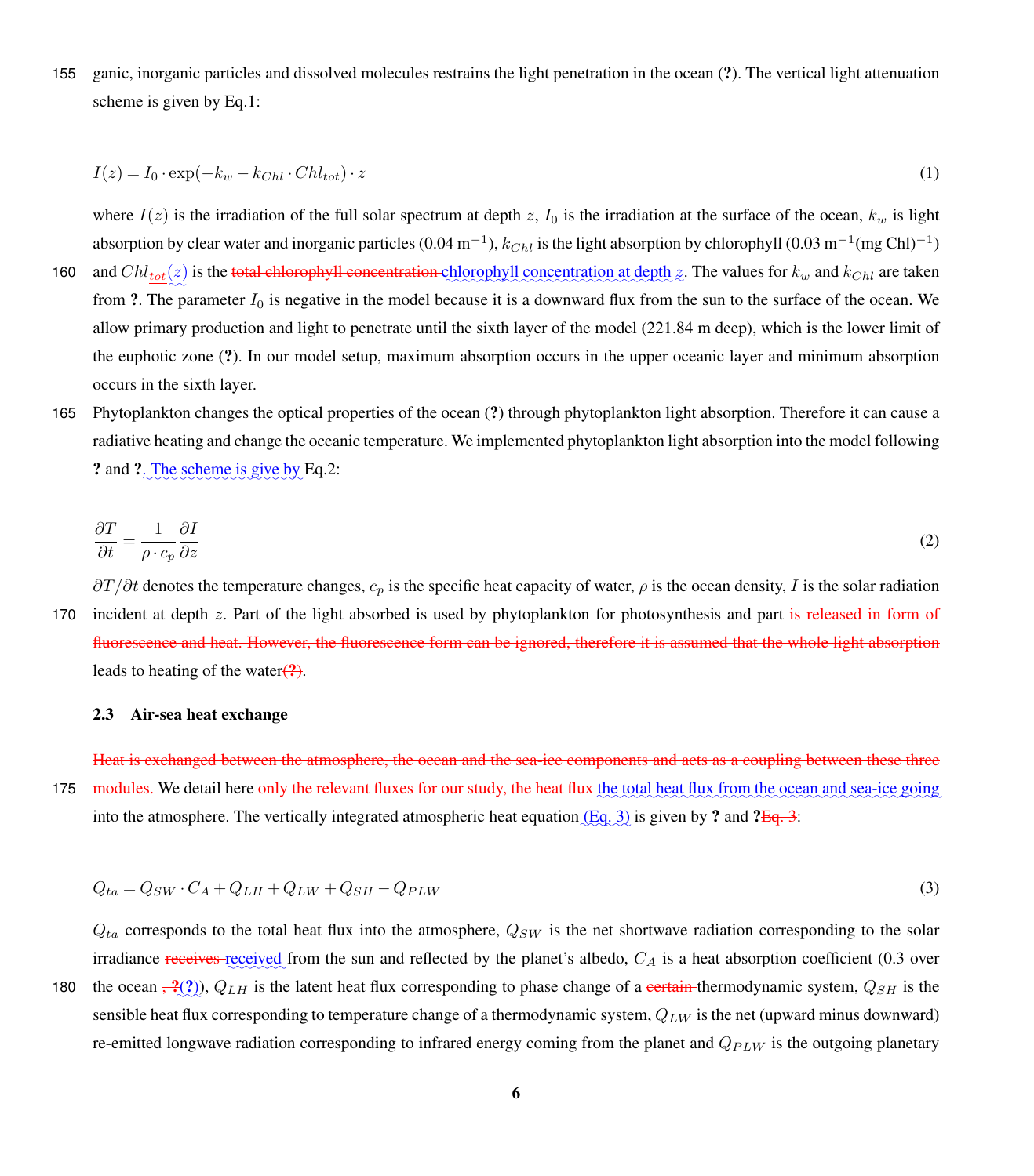ganic, inorganic particles and dissolved molecules restrains the light penetration in the ocean (?). The vertical light attenuation scheme is given by Eq.1:

$$I(z) = I_0 \cdot \exp(-k_w - k_{Chl} \cdot Chl_{tot}) \cdot z \tag{1}$$

where $I(z)$ is the irradiation of the full solar spectrum at depth $z$, $I_0$ is the irradiation at the surface of the ocean, $k_w$ is light absorption by clear water and inorganic particles (0.04 $\text{m}^{-1}$), $k_{Chl}$ is the light absorption by chlorophyll (0.03 $\text{m}^{-1}(\text{mg Chl})^{-1}$) and $Chl_{tot}(z)$ is the total chlorophyll concentration chlorophyll concentration at depth $z$. The values for $k_w$ and $k_{Chl}$ are taken from ?. The parameter $I_0$ is negative in the model because it is a downward flux from the sun to the surface of the ocean. We allow primary production and light to penetrate until the sixth layer of the model (221.84 m deep), which is the lower limit of the euphotic zone (?). In our model setup, maximum absorption occurs in the upper oceanic layer and minimum absorption occurs in the sixth layer.

Phytoplankton changes the optical properties of the ocean (?) through phytoplankton light absorption. Therefore it can cause a radiative heating and change the oceanic temperature. We implemented phytoplankton light absorption into the model following ? and ?. The scheme is give by Eq.2:

$$\frac{\partial T}{\partial t} = \frac{1}{\rho \cdot c_p} \frac{\partial I}{\partial z} \tag{2}$$

$\partial T / \partial t$ denotes the temperature changes, $c_p$ is the specific heat capacity of water, $\rho$ is the ocean density, $I$ is the solar radiation incident at depth $z$. Part of the light absorbed is used by phytoplankton for photosynthesis and part is released in form of fluorescence and heat. However, the fluorescence form can be ignored, therefore it is assumed that the whole light absorption leads to heating of the water(?).

### 2.3 Air-sea heat exchange

Heat is exchanged between the atmosphere, the ocean and the sea-ice components and acts as a coupling between these three modules. We detail here only the relevant fluxes for our study, the heat flux the total heat flux from the ocean and sea-ice going into the atmosphere. The vertically integrated atmospheric heat equation (Eq. 3) is given by ? and ?Eq. 3:

$$Q_{ta} = Q_{SW} \cdot C_A + Q_{LH} + Q_{LW} + Q_{SH} - Q_{PLW} \tag{3}$$

$Q_{ta}$ corresponds to the total heat flux into the atmosphere, $Q_{SW}$ is the net shortwave radiation corresponding to the solar irradiance receives received from the sun and reflected by the planet's albedo, $C_A$ is a heat absorption coefficient (0.3 over the ocean , ?(?)), $Q_{LH}$ is the latent heat flux corresponding to phase change of a certain thermodynamic system, $Q_{SH}$ is the sensible heat flux corresponding to temperature change of a thermodynamic system, $Q_{LW}$ is the net (upward minus downward) re-emitted longwave radiation corresponding to infrared energy coming from the planet and $Q_{PLW}$ is the outgoing planetary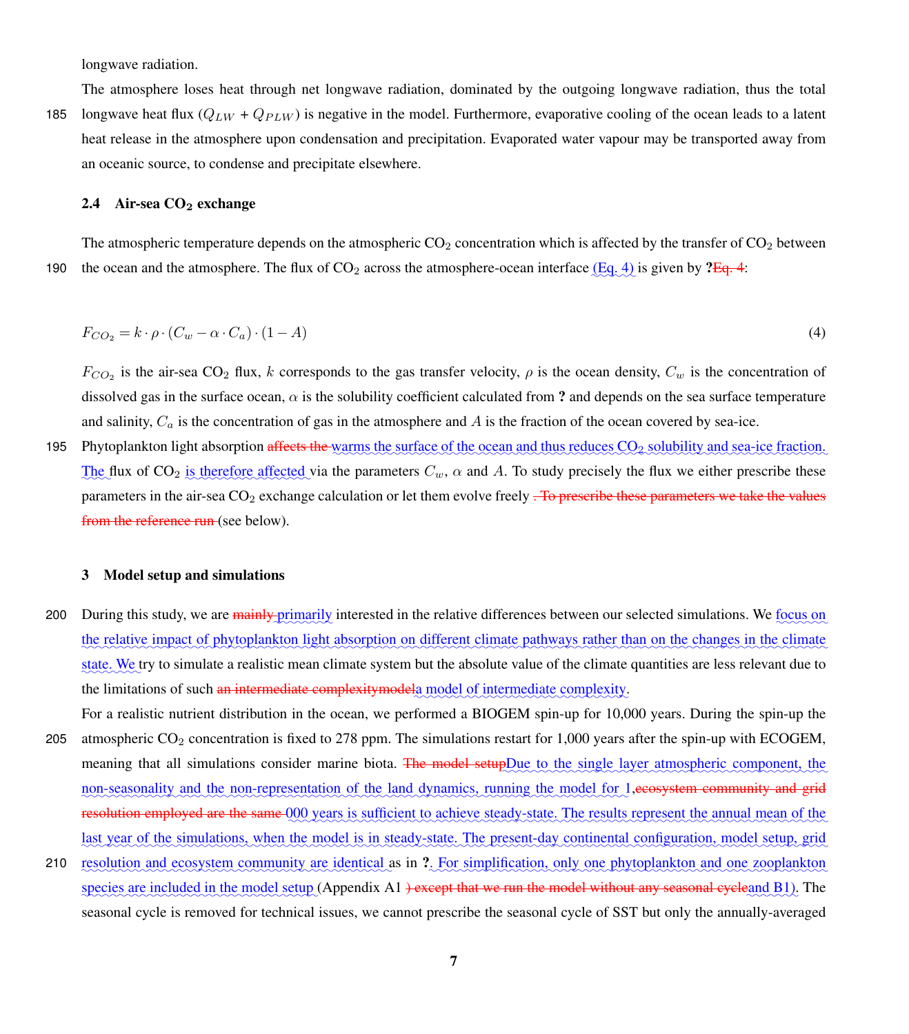longwave radiation.

The atmosphere loses heat through net longwave radiation, dominated by the outgoing longwave radiation, thus the total longwave heat flux ($Q_{LW} + Q_{PLW}$) is negative in the model. Furthermore, evaporative cooling of the ocean leads to a latent heat release in the atmosphere upon condensation and precipitation. Evaporated water vapour may be transported away from an oceanic source, to condense and precipitate elsewhere.

### 2.4 Air-sea $CO_2$ exchange

The atmospheric temperature depends on the atmospheric $CO_2$ concentration which is affected by the transfer of $CO_2$ between the ocean and the atmosphere. The flux of $CO_2$ across the atmosphere-ocean interface (Eq. 4) is given by **?**~~Eq. 4~~:

$$F_{CO_2} = k \cdot \rho \cdot (C_w - \alpha \cdot C_a) \cdot (1 - A) \tag{4}$$

$F_{CO_2}$ is the air-sea $CO_2$ flux, $k$ corresponds to the gas transfer velocity, $\rho$ is the ocean density, $C_w$ is the concentration of dissolved gas in the surface ocean, $\alpha$ is the solubility coefficient calculated from **?** and depends on the sea surface temperature and salinity, $C_a$ is the concentration of gas in the atmosphere and $A$ is the fraction of the ocean covered by sea-ice.

Phytoplankton light absorption ~~affects the~~ warms the surface of the ocean and thus reduces $CO_2$ solubility and sea-ice fraction. The flux of $CO_2$ is therefore affected via the parameters $C_w$, $\alpha$ and $A$. To study precisely the flux we either prescribe these parameters in the air-sea $CO_2$ exchange calculation or let them evolve freely ~~. To prescribe these parameters we take the values from the reference run~~ (see below).

## 3 Model setup and simulations

During this study, we are ~~mainly~~ primarily interested in the relative differences between our selected simulations. We focus on the relative impact of phytoplankton light absorption on different climate pathways rather than on the changes in the climate state. We try to simulate a realistic mean climate system but the absolute value of the climate quantities are less relevant due to the limitations of such ~~an intermediate complexitymodel~~a model of intermediate complexity.

For a realistic nutrient distribution in the ocean, we performed a BIOGEM spin-up for 10,000 years. During the spin-up the atmospheric $CO_2$ concentration is fixed to 278 ppm. The simulations restart for 1,000 years after the spin-up with ECOGEM, meaning that all simulations consider marine biota. ~~The model setup~~Due to the single layer atmospheric component, the non-seasonality and the non-representation of the land dynamics, running the model for 1,~~ecosystem community and grid resolution employed are the same~~ 000 years is sufficient to achieve steady-state. The results represent the annual mean of the last year of the simulations, when the model is in steady-state. The present-day continental configuration, model setup, grid resolution and ecosystem community are identical as in **?**. For simplification, only one phytoplankton and one zooplankton species are included in the model setup (Appendix A1 ~~) except that we run the model without any seasonal cycle~~and B1). The seasonal cycle is removed for technical issues, we cannot prescribe the seasonal cycle of SST but only the annually-averaged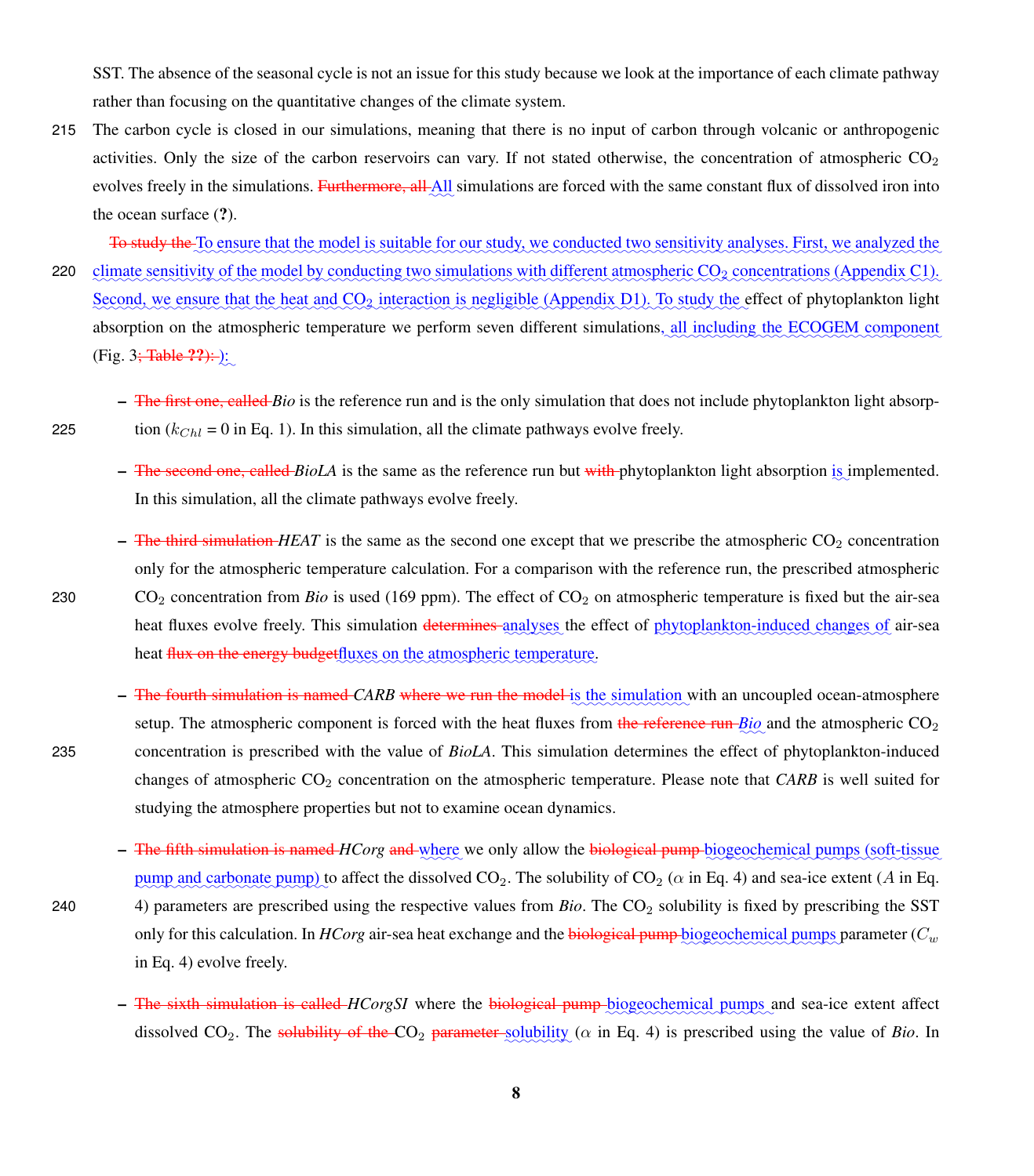SST. The absence of the seasonal cycle is not an issue for this study because we look at the importance of each climate pathway rather than focusing on the quantitative changes of the climate system.

The carbon cycle is closed in our simulations, meaning that there is no input of carbon through volcanic or anthropogenic activities. Only the size of the carbon reservoirs can vary. If not stated otherwise, the concentration of atmospheric $CO_2$ evolves freely in the simulations. ~~Furthermore, all~~ All simulations are forced with the same constant flux of dissolved iron into the ocean surface (**?**).

~~To study the~~ To ensure that the model is suitable for our study, we conducted two sensitivity analyses. First, we analyzed the climate sensitivity of the model by conducting two simulations with different atmospheric $CO_2$ concentrations (Appendix C1). Second, we ensure that the heat and $CO_2$ interaction is negligible (Appendix D1). To study the effect of phytoplankton light absorption on the atmospheric temperature we perform seven different simulations, all including the ECOGEM component (Fig. 3~~; Table **??**):~~ ):

- ~~The first one, called~~ *Bio* is the reference run and is the only simulation that does not include phytoplankton light absorption ($k_{Chl}$ = 0 in Eq. 1). In this simulation, all the climate pathways evolve freely.
- ~~The second one, called~~ *BioLA* is the same as the reference run but ~~with~~ phytoplankton light absorption is implemented. In this simulation, all the climate pathways evolve freely.
- ~~The third simulation~~ *HEAT* is the same as the second one except that we prescribe the atmospheric $CO_2$ concentration only for the atmospheric temperature calculation. For a comparison with the reference run, the prescribed atmospheric $CO_2$ concentration from *Bio* is used (169 ppm). The effect of $CO_2$ on atmospheric temperature is fixed but the air-sea heat fluxes evolve freely. This simulation ~~determines~~ analyses the effect of phytoplankton-induced changes of air-sea heat ~~flux on the energy budget~~ fluxes on the atmospheric temperature.
- ~~The fourth simulation is named~~ *CARB* ~~where we run the model~~ is the simulation with an uncoupled ocean-atmosphere setup. The atmospheric component is forced with the heat fluxes from ~~the reference run~~ *Bio* and the atmospheric $CO_2$ concentration is prescribed with the value of *BioLA*. This simulation determines the effect of phytoplankton-induced changes of atmospheric $CO_2$ concentration on the atmospheric temperature. Please note that *CARB* is well suited for studying the atmosphere properties but not to examine ocean dynamics.
- ~~The fifth simulation is named~~ *HCorg* ~~and~~ where we only allow the ~~biological pump~~ biogeochemical pumps (soft-tissue pump and carbonate pump) to affect the dissolved $CO_2$. The solubility of $CO_2$ ($\alpha$ in Eq. 4) and sea-ice extent ($A$ in Eq. 4) parameters are prescribed using the respective values from *Bio*. The $CO_2$ solubility is fixed by prescribing the SST only for this calculation. In *HCorg* air-sea heat exchange and the ~~biological pump~~ biogeochemical pumps parameter ($C_w$ in Eq. 4) evolve freely.
- ~~The sixth simulation is called~~ *HCorgSI* where the ~~biological pump~~ biogeochemical pumps and sea-ice extent affect dissolved $CO_2$. The ~~solubility of the~~ $CO_2$ ~~parameter~~ solubility ($\alpha$ in Eq. 4) is prescribed using the value of *Bio*. In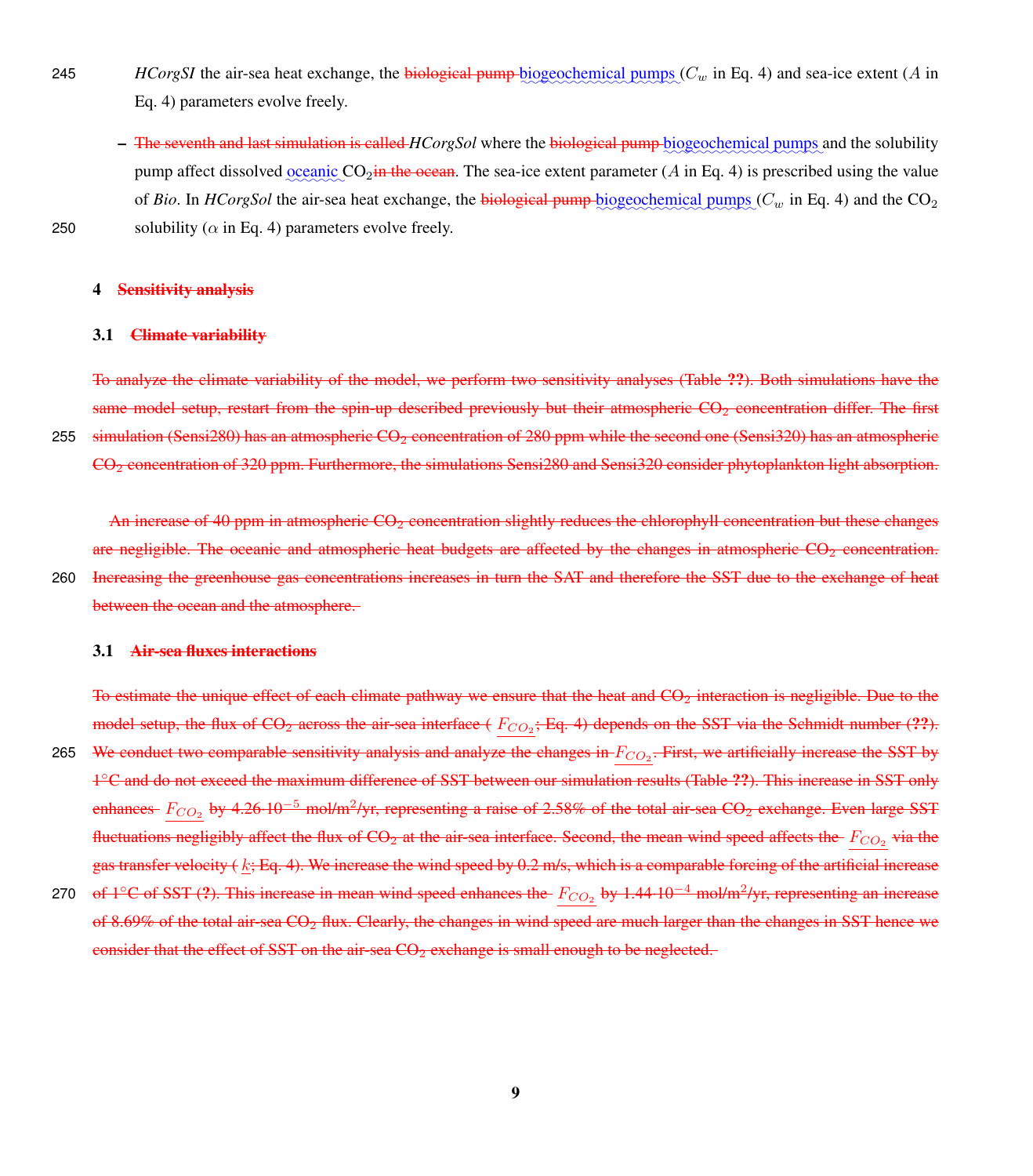*HCorgSI* the air-sea heat exchange, the biological pump biogeochemical pumps ($C_w$ in Eq. 4) and sea-ice extent ($A$ in Eq. 4) parameters evolve freely.

– The seventh and last simulation is called *HCorgSol* where the biological pump biogeochemical pumps and the solubility pump affect dissolved oceanic $CO_2$ in the ocean. The sea-ice extent parameter ($A$ in Eq. 4) is prescribed using the value of *Bio*. In *HCorgSol* the air-sea heat exchange, the biological pump biogeochemical pumps ($C_w$ in Eq. 4) and the $CO_2$ solubility ($\alpha$ in Eq. 4) parameters evolve freely.

## 4 Sensitivity analysis

### 3.1 Climate variability

To analyze the climate variability of the model, we perform two sensitivity analyses (Table ??). Both simulations have the same model setup, restart from the spin-up described previously but their atmospheric $CO_2$ concentration differ. The first simulation (Sensi280) has an atmospheric $CO_2$ concentration of 280 ppm while the second one (Sensi320) has an atmospheric $CO_2$ concentration of 320 ppm. Furthermore, the simulations Sensi280 and Sensi320 consider phytoplankton light absorption.

An increase of 40 ppm in atmospheric $CO_2$ concentration slightly reduces the chlorophyll concentration but these changes are negligible. The oceanic and atmospheric heat budgets are affected by the changes in atmospheric $CO_2$ concentration. Increasing the greenhouse gas concentrations increases in turn the SAT and therefore the SST due to the exchange of heat between the ocean and the atmosphere.

### 3.1 Air-sea fluxes interactions

To estimate the unique effect of each climate pathway we ensure that the heat and $CO_2$ interaction is negligible. Due to the model setup, the flux of $CO_2$ across the air-sea interface ( $F_{CO_2}$; Eq. 4) depends on the SST via the Schmidt number (??). We conduct two comparable sensitivity analysis and analyze the changes in $F_{CO_2}$. First, we artificially increase the SST by 1°C and do not exceed the maximum difference of SST between our simulation results (Table ??). This increase in SST only enhances $F_{CO_2}$ by $4.26 \cdot 10^{-5}$ mol/m$^2$/yr, representing a raise of 2.58% of the total air-sea $CO_2$ exchange. Even large SST fluctuations negligibly affect the flux of $CO_2$ at the air-sea interface. Second, the mean wind speed affects the $F_{CO_2}$ via the gas transfer velocity ( $k$; Eq. 4). We increase the wind speed by 0.2 m/s, which is a comparable forcing of the artificial increase of 1°C of SST (?). This increase in mean wind speed enhances the $F_{CO_2}$ by $1.44 \cdot 10^{-4}$ mol/m$^2$/yr, representing an increase of 8.69% of the total air-sea $CO_2$ flux. Clearly, the changes in wind speed are much larger than the changes in SST hence we consider that the effect of SST on the air-sea $CO_2$ exchange is small enough to be neglected.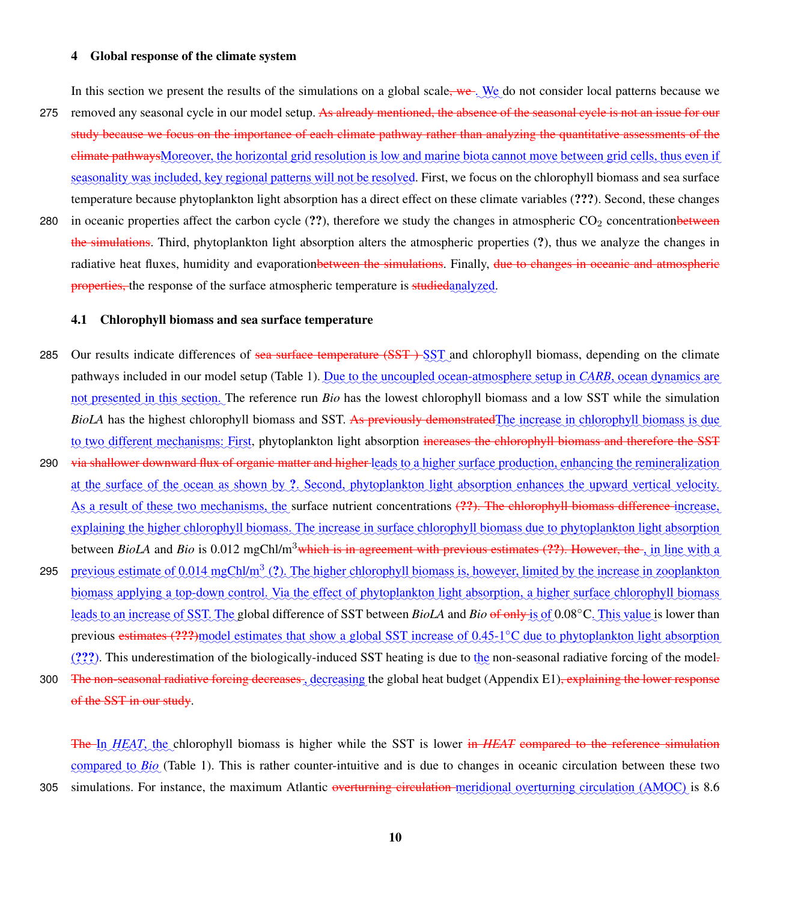## 4 Global response of the climate system

In this section we present the results of the simulations on a global scale~~, we~~. We do not consider local patterns because we removed any seasonal cycle in our model setup. ~~As already mentioned, the absence of the seasonal cycle is not an issue for our study because we focus on the importance of each climate pathway rather than analyzing the quantitative assessments of the climate pathways~~Moreover, the horizontal grid resolution is low and marine biota cannot move between grid cells, thus even if seasonality was included, key regional patterns will not be resolved. First, we focus on the chlorophyll biomass and sea surface temperature because phytoplankton light absorption has a direct effect on these climate variables (**???**). Second, these changes in oceanic properties affect the carbon cycle (**??**), therefore we study the changes in atmospheric $CO_2$ concentration~~between the simulations~~. Third, phytoplankton light absorption alters the atmospheric properties (**?**), thus we analyze the changes in radiative heat fluxes, humidity and evaporation~~between the simulations~~. Finally, ~~due to changes in oceanic and atmospheric properties,~~ the response of the surface atmospheric temperature is ~~studied~~analyzed.

### 4.1 Chlorophyll biomass and sea surface temperature

Our results indicate differences of ~~sea surface temperature (SST )~~ SST and chlorophyll biomass, depending on the climate pathways included in our model setup (Table 1). Due to the uncoupled ocean-atmosphere setup in *CARB*, ocean dynamics are not presented in this section. The reference run *Bio* has the lowest chlorophyll biomass and a low SST while the simulation *BioLA* has the highest chlorophyll biomass and SST. ~~As previously demonstrated~~The increase in chlorophyll biomass is due to two different mechanisms: First, phytoplankton light absorption ~~increases the chlorophyll biomass and therefore the SST via shallower downward flux of organic matter and higher~~ leads to a higher surface production, enhancing the remineralization at the surface of the ocean as shown by **?**. Second, phytoplankton light absorption enhances the upward vertical velocity. As a result of these two mechanisms, the surface nutrient concentrations ~~(**??**). The chlorophyll biomass difference~~ increase, explaining the higher chlorophyll biomass. The increase in surface chlorophyll biomass due to phytoplankton light absorption between *BioLA* and *Bio* is 0.012 mgChl/m$^3$~~which is in agreement with previous estimates (**??**). However, the~~ , in line with a previous estimate of 0.014 mgChl/m$^3$ (**?**). The higher chlorophyll biomass is, however, limited by the increase in zooplankton biomass applying a top-down control. Via the effect of phytoplankton light absorption, a higher surface chlorophyll biomass leads to an increase of SST. The global difference of SST between *BioLA* and *Bio* ~~of only~~ is of 0.08°C. This value is lower than previous ~~estimates (**???**)~~model estimates that show a global SST increase of 0.45-1°C due to phytoplankton light absorption (**???**). This underestimation of the biologically-induced SST heating is due to the non-seasonal radiative forcing of the model~~. The non-seasonal radiative forcing decreases~~ , decreasing the global heat budget (Appendix E1)~~, explaining the lower response of the SST in our study~~.

~~The~~ In *HEAT*, the chlorophyll biomass is higher while the SST is lower ~~in *HEAT* compared to the reference simulation~~ compared to *Bio* (Table 1). This is rather counter-intuitive and is due to changes in oceanic circulation between these two simulations. For instance, the maximum Atlantic ~~overturning circulation~~ meridional overturning circulation (AMOC) is 8.6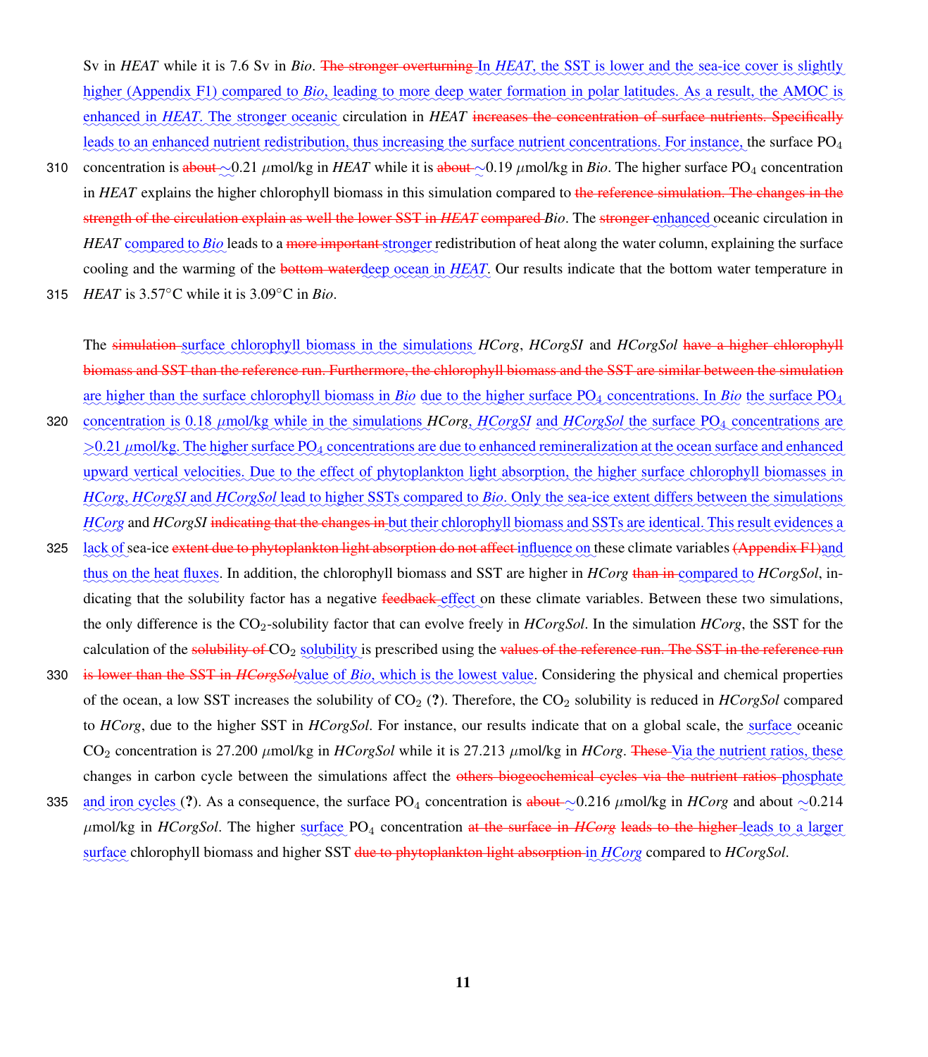Sv in *HEAT* while it is 7.6 Sv in *Bio*. ~~The stronger overturning~~ In *HEAT*, the SST is lower and the sea-ice cover is slightly higher (Appendix F1) compared to *Bio*, leading to more deep water formation in polar latitudes. As a result, the AMOC is enhanced in *HEAT*. The stronger oceanic circulation in *HEAT* ~~increases the concentration of surface nutrients. Specifically~~ leads to an enhanced nutrient redistribution, thus increasing the surface nutrient concentrations. For instance, the surface $PO_4$ concentration is ~~about~~ ~0.21 $\mu$mol/kg in *HEAT* while it is ~~about~~ ~0.19 $\mu$mol/kg in *Bio*. The higher surface $PO_4$ concentration in *HEAT* explains the higher chlorophyll biomass in this simulation compared to ~~the reference simulation. The changes in the strength of the circulation explain as well the lower SST in *HEAT* compared~~ *Bio*. The ~~stronger~~ enhanced oceanic circulation in *HEAT* compared to *Bio* leads to a ~~more important~~ stronger redistribution of heat along the water column, explaining the surface cooling and the warming of the ~~bottom water~~deep ocean in *HEAT*. Our results indicate that the bottom water temperature in *HEAT* is 3.57°C while it is 3.09°C in *Bio*.

The ~~simulation~~ surface chlorophyll biomass in the simulations *HCorg*, *HCorgSI* and *HCorgSol* ~~have a higher chlorophyll biomass and SST than the reference run. Furthermore, the chlorophyll biomass and the SST are similar between the simulation~~ are higher than the surface chlorophyll biomass in *Bio* due to the higher surface $PO_4$ concentrations. In *Bio* the surface $PO_4$ concentration is 0.18 $\mu$mol/kg while in the simulations *HCorg*, *HCorgSI* and *HCorgSol* the surface $PO_4$ concentrations are >0.21 $\mu$mol/kg. The higher surface $PO_4$ concentrations are due to enhanced remineralization at the ocean surface and enhanced upward vertical velocities. Due to the effect of phytoplankton light absorption, the higher surface chlorophyll biomasses in *HCorg*, *HCorgSI* and *HCorgSol* lead to higher SSTs compared to *Bio*. Only the sea-ice extent differs between the simulations *HCorg* and *HCorgSI* ~~indicating that the changes in~~ but their chlorophyll biomass and SSTs are identical. This result evidences a lack of sea-ice ~~extent due to phytoplankton light absorption do not affect~~ influence on these climate variables ~~(Appendix F1)~~and thus on the heat fluxes. In addition, the chlorophyll biomass and SST are higher in *HCorg* ~~than in~~ compared to *HCorgSol*, indicating that the solubility factor has a negative ~~feedback~~ effect on these climate variables. Between these two simulations, the only difference is the $CO_2$-solubility factor that can evolve freely in *HCorgSol*. In the simulation *HCorg*, the SST for the calculation of the ~~solubility of~~ $CO_2$ solubility is prescribed using the ~~values of the reference run. The SST in the reference run is lower than the SST in *HCorgSol*~~value of *Bio*, which is the lowest value. Considering the physical and chemical properties of the ocean, a low SST increases the solubility of $CO_2$ (?). Therefore, the $CO_2$ solubility is reduced in *HCorgSol* compared to *HCorg*, due to the higher SST in *HCorgSol*. For instance, our results indicate that on a global scale, the surface oceanic $CO_2$ concentration is 27.200 $\mu$mol/kg in *HCorgSol* while it is 27.213 $\mu$mol/kg in *HCorg*. ~~These~~ Via the nutrient ratios, these changes in carbon cycle between the simulations affect the ~~others biogeochemical cycles via the nutrient ratios~~ phosphate and iron cycles (?). As a consequence, the surface $PO_4$ concentration is ~~about~~ ~0.216 $\mu$mol/kg in *HCorg* and about ~0.214 $\mu$mol/kg in *HCorgSol*. The higher surface $PO_4$ concentration ~~at the surface in *HCorg* leads to the higher~~ leads to a larger surface chlorophyll biomass and higher SST ~~due to phytoplankton light absorption~~ in *HCorg* compared to *HCorgSol*.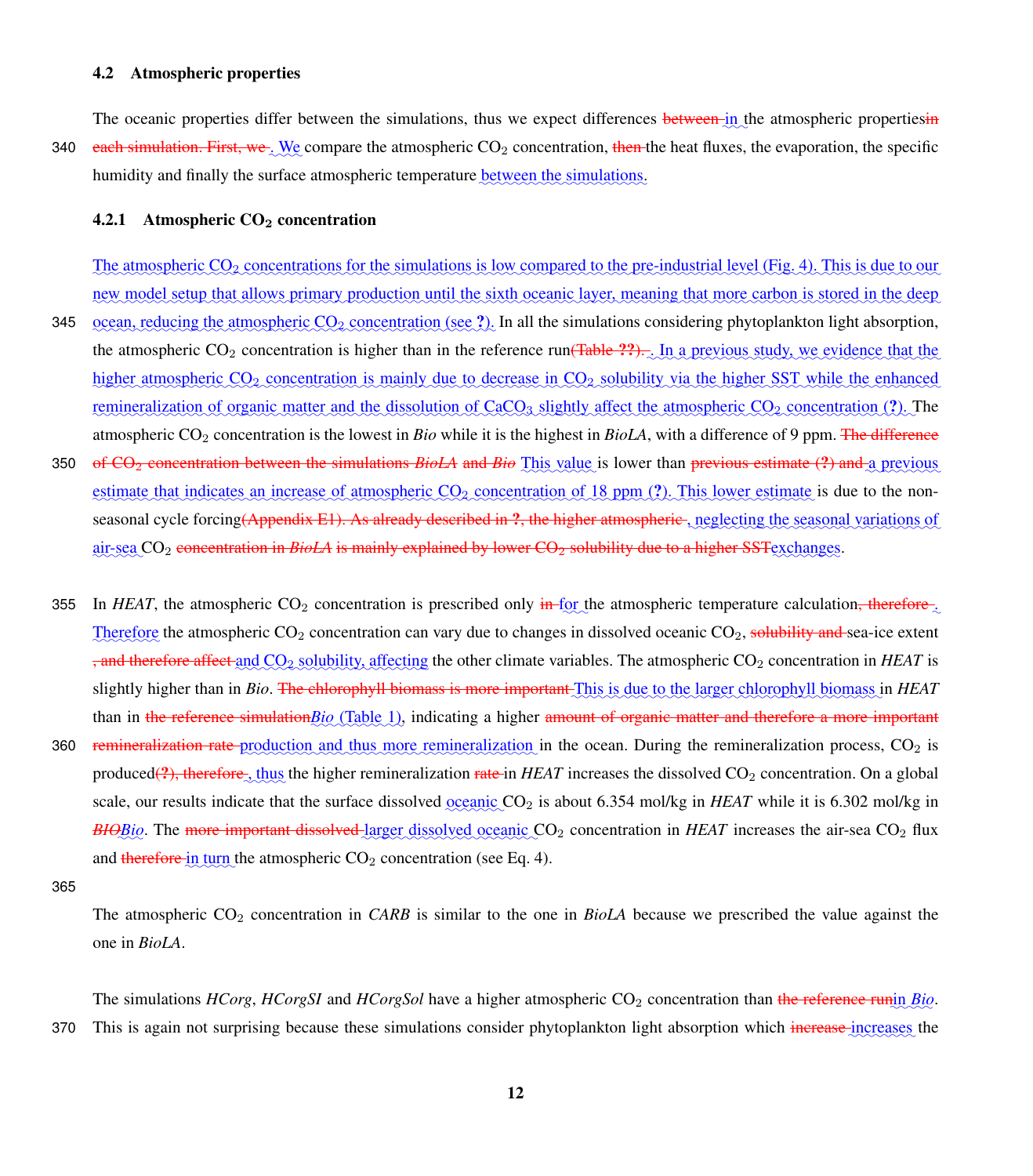### 4.2 Atmospheric properties

The oceanic properties differ between the simulations, thus we expect differences ~~between~~ in the atmospheric properties~~in each simulation. First, we~~. We compare the atmospheric $CO_2$ concentration, ~~then~~ the heat fluxes, the evaporation, the specific humidity and finally the surface atmospheric temperature between the simulations.

#### 4.2.1 Atmospheric $CO_2$ concentration

The atmospheric $CO_2$ concentrations for the simulations is low compared to the pre-industrial level (Fig. 4). This is due to our new model setup that allows primary production until the sixth oceanic layer, meaning that more carbon is stored in the deep ocean, reducing the atmospheric $CO_2$ concentration (see **?**). In all the simulations considering phytoplankton light absorption, the atmospheric $CO_2$ concentration is higher than in the reference run~~(Table ??).~~. In a previous study, we evidence that the higher atmospheric $CO_2$ concentration is mainly due to decrease in $CO_2$ solubility via the higher SST while the enhanced remineralization of organic matter and the dissolution of $CaCO_3$ slightly affect the atmospheric $CO_2$ concentration (**?**). The atmospheric $CO_2$ concentration is the lowest in *Bio* while it is the highest in *BioLA*, with a difference of 9 ppm. ~~The difference of $CO_2$ concentration between the simulations *BioLA* and *Bio*~~ This value is lower than ~~previous estimate (?) and~~ a previous estimate that indicates an increase of atmospheric $CO_2$ concentration of 18 ppm (**?**). This lower estimate is due to the non-seasonal cycle forcing~~(Appendix E1). As already described in ?, the higher atmospheric~~, neglecting the seasonal variations of air-sea $CO_2$ ~~concentration in *BioLA* is mainly explained by lower $CO_2$ solubility due to a higher SST~~exchanges.

In *HEAT*, the atmospheric $CO_2$ concentration is prescribed only ~~in~~ for the atmospheric temperature calculation~~, therefore~~. Therefore the atmospheric $CO_2$ concentration can vary due to changes in dissolved oceanic $CO_2$, ~~solubility and~~ sea-ice extent ~~, and therefore affect~~ and $CO_2$ solubility, affecting the other climate variables. The atmospheric $CO_2$ concentration in *HEAT* is slightly higher than in *Bio*. ~~The chlorophyll biomass is more important~~ This is due to the larger chlorophyll biomass in *HEAT* than in ~~the reference simulation~~*Bio* (Table 1), indicating a higher ~~amount of organic matter and therefore a more important remineralization rate~~ production and thus more remineralization in the ocean. During the remineralization process, $CO_2$ is produced~~(?), therefore~~, thus the higher remineralization ~~rate~~ in *HEAT* increases the dissolved $CO_2$ concentration. On a global scale, our results indicate that the surface dissolved oceanic $CO_2$ is about 6.354 mol/kg in *HEAT* while it is 6.302 mol/kg in ~~*BIO*~~*Bio*. The ~~more important dissolved~~ larger dissolved oceanic $CO_2$ concentration in *HEAT* increases the air-sea $CO_2$ flux and ~~therefore~~ in turn the atmospheric $CO_2$ concentration (see Eq. 4).

The atmospheric $CO_2$ concentration in *CARB* is similar to the one in *BioLA* because we prescribed the value against the one in *BioLA*.

The simulations *HCorg*, *HCorgSI* and *HCorgSol* have a higher atmospheric $CO_2$ concentration than ~~the reference run~~in *Bio*. This is again not surprising because these simulations consider phytoplankton light absorption which ~~increase~~ increases the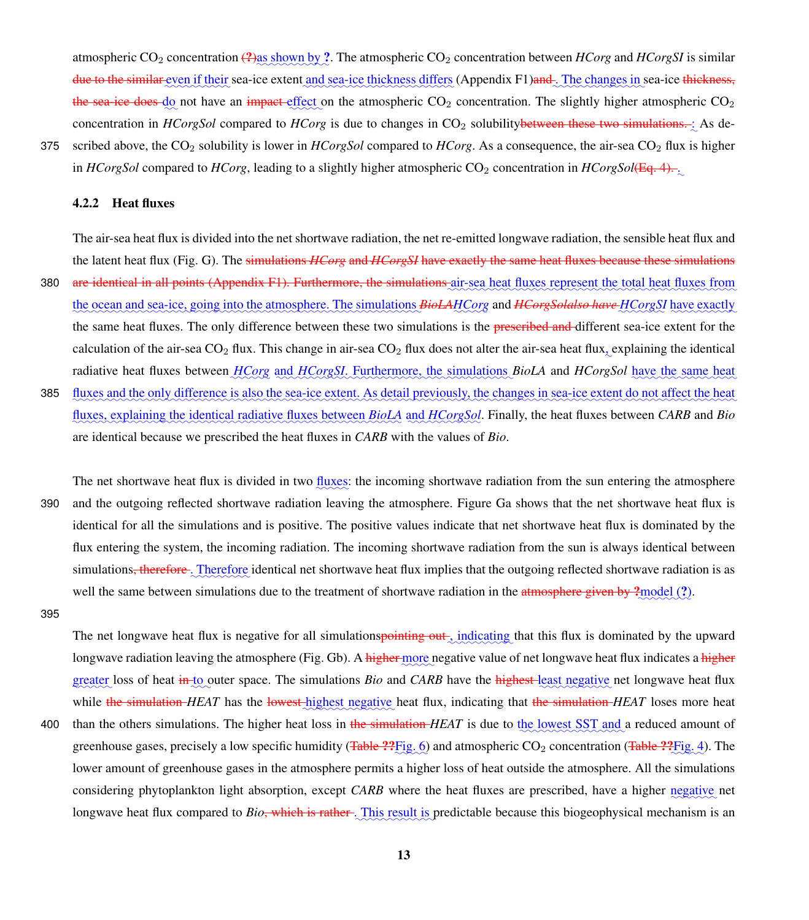atmospheric $CO_2$ concentration ~~(?)~~as shown by ?. The atmospheric $CO_2$ concentration between *HCorg* and *HCorgSI* is similar ~~due to the similar~~ even if their sea-ice extent and sea-ice thickness differs (Appendix F1)~~and~~. The changes in sea-ice ~~thickness, the sea-ice does~~ do not have an ~~impact~~ effect on the atmospheric $CO_2$ concentration. The slightly higher atmospheric $CO_2$ concentration in *HCorgSol* compared to *HCorg* is due to changes in $CO_2$ solubility~~between these two simulations.~~: As described above, the $CO_2$ solubility is lower in *HCorgSol* compared to *HCorg*. As a consequence, the air-sea $CO_2$ flux is higher in *HCorgSol* compared to *HCorg*, leading to a slightly higher atmospheric $CO_2$ concentration in *HCorgSol*~~(Eq. 4).~~.

#### 4.2.2 Heat fluxes

The air-sea heat flux is divided into the net shortwave radiation, the net re-emitted longwave radiation, the sensible heat flux and the latent heat flux (Fig. G). The ~~simulations *HCorg* and *HCorgSI* have exactly the same heat fluxes because these simulations are identical in all points (Appendix F1). Furthermore, the simulations~~ air-sea heat fluxes represent the total heat fluxes from the ocean and sea-ice, going into the atmosphere. The simulations ~~*BioLA*~~*HCorg* and ~~*HCorgSolalso have*~~ *HCorgSI* have exactly the same heat fluxes. The only difference between these two simulations is the ~~prescribed and~~ different sea-ice extent for the calculation of the air-sea $CO_2$ flux. This change in air-sea $CO_2$ flux does not alter the air-sea heat flux, explaining the identical radiative heat fluxes between *HCorg* and *HCorgSI*. Furthermore, the simulations *BioLA* and *HCorgSol* have the same heat fluxes and the only difference is also the sea-ice extent. As detail previously, the changes in sea-ice extent do not affect the heat fluxes, explaining the identical radiative fluxes between *BioLA* and *HCorgSol*. Finally, the heat fluxes between *CARB* and *Bio* are identical because we prescribed the heat fluxes in *CARB* with the values of *Bio*.

The net shortwave heat flux is divided in two fluxes: the incoming shortwave radiation from the sun entering the atmosphere and the outgoing reflected shortwave radiation leaving the atmosphere. Figure Ga shows that the net shortwave heat flux is identical for all the simulations and is positive. The positive values indicate that net shortwave heat flux is dominated by the flux entering the system, the incoming radiation. The incoming shortwave radiation from the sun is always identical between simulations~~, therefore~~. Therefore identical net shortwave heat flux implies that the outgoing reflected shortwave radiation is as well the same between simulations due to the treatment of shortwave radiation in the ~~atmosphere given by ?~~model (?).

The net longwave heat flux is negative for all simulations~~pointing out~~, indicating that this flux is dominated by the upward longwave radiation leaving the atmosphere (Fig. Gb). A ~~higher~~ more negative value of net longwave heat flux indicates a ~~higher~~ greater loss of heat ~~in~~ to outer space. The simulations *Bio* and *CARB* have the ~~highest~~ least negative net longwave heat flux while ~~the simulation~~ *HEAT* has the ~~lowest~~ highest negative heat flux, indicating that ~~the simulation~~ *HEAT* loses more heat than the others simulations. The higher heat loss in ~~the simulation~~ *HEAT* is due to the lowest SST and a reduced amount of greenhouse gases, precisely a low specific humidity (~~Table ??~~Fig. 6) and atmospheric $CO_2$ concentration (~~Table ??~~Fig. 4). The lower amount of greenhouse gases in the atmosphere permits a higher loss of heat outside the atmosphere. All the simulations considering phytoplankton light absorption, except *CARB* where the heat fluxes are prescribed, have a higher negative net longwave heat flux compared to *Bio*~~, which is rather~~. This result is predictable because this biogeophysical mechanism is an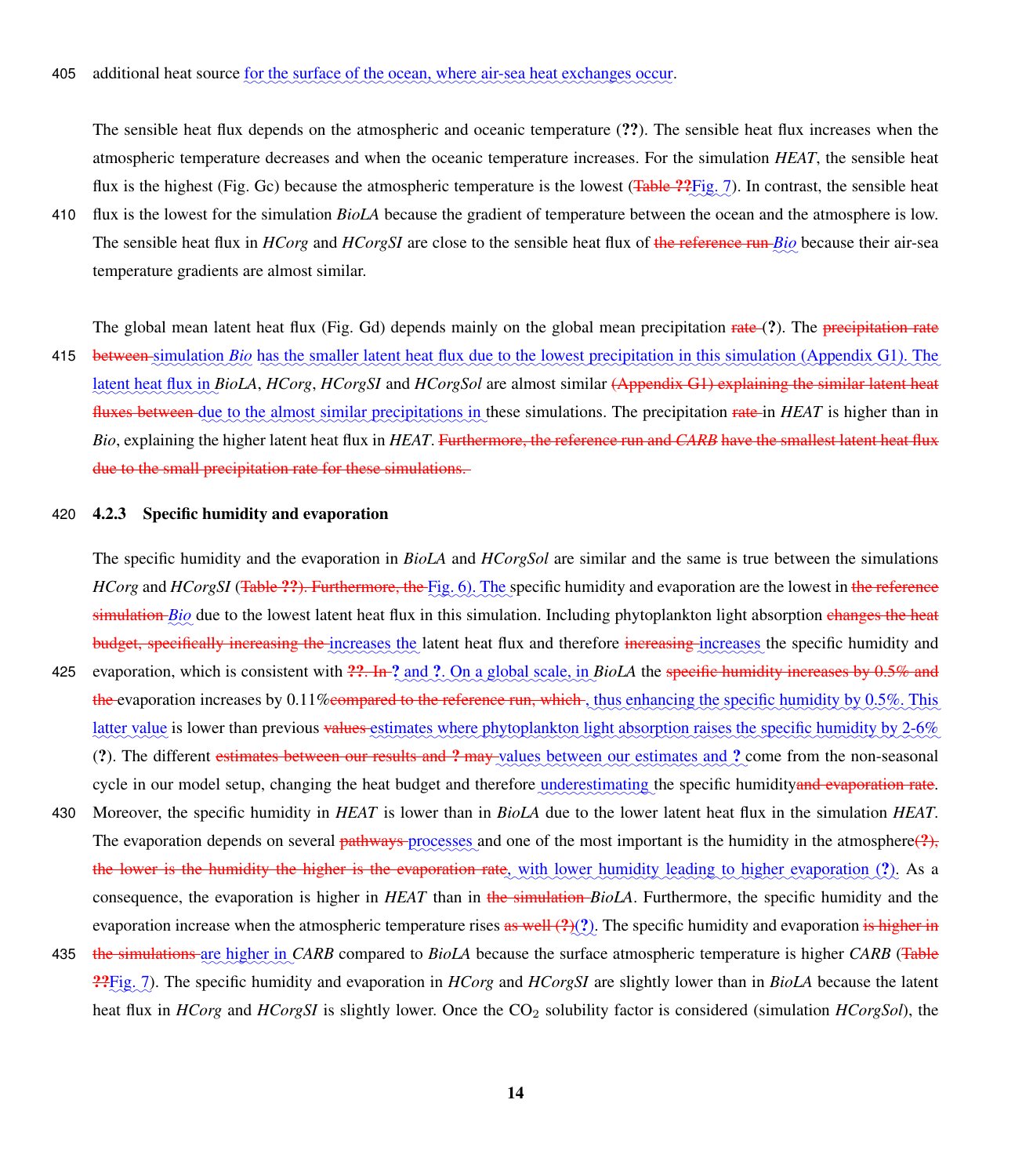additional heat source for the surface of the ocean, where air-sea heat exchanges occur.

The sensible heat flux depends on the atmospheric and oceanic temperature (**??**). The sensible heat flux increases when the atmospheric temperature decreases and when the oceanic temperature increases. For the simulation *HEAT*, the sensible heat flux is the highest (Fig. Gc) because the atmospheric temperature is the lowest (~~Table **??**~~Fig. 7). In contrast, the sensible heat flux is the lowest for the simulation *BioLA* because the gradient of temperature between the ocean and the atmosphere is low. The sensible heat flux in *HCorg* and *HCorgSI* are close to the sensible heat flux of ~~the reference run~~ *Bio* because their air-sea temperature gradients are almost similar.

The global mean latent heat flux (Fig. Gd) depends mainly on the global mean precipitation ~~rate~~ (**?**). The ~~precipitation rate between~~ simulation *Bio* has the smaller latent heat flux due to the lowest precipitation in this simulation (Appendix G1). The latent heat flux in *BioLA*, *HCorg*, *HCorgSI* and *HCorgSol* are almost similar ~~(Appendix G1) explaining the similar latent heat fluxes between~~ due to the almost similar precipitations in these simulations. The precipitation ~~rate~~ in *HEAT* is higher than in *Bio*, explaining the higher latent heat flux in *HEAT*. ~~Furthermore, the reference run and *CARB* have the smallest latent heat flux due to the small precipitation rate for these simulations.~~

### 4.2.3 Specific humidity and evaporation

The specific humidity and the evaporation in *BioLA* and *HCorgSol* are similar and the same is true between the simulations *HCorg* and *HCorgSI* (~~Table **??**). Furthermore, the~~ Fig. 6). The specific humidity and evaporation are the lowest in ~~the reference simulation~~ *Bio* due to the lowest latent heat flux in this simulation. Including phytoplankton light absorption ~~changes the heat budget, specifically increasing the~~ increases the latent heat flux and therefore ~~increasing~~ increases the specific humidity and evaporation, which is consistent with ~~**??**. In~~ **?** and **?**. On a global scale, in *BioLA* the ~~specific humidity increases by 0.5% and the~~ evaporation increases by 0.11%~~compared to the reference run, which~~ , thus enhancing the specific humidity by 0.5%. This latter value is lower than previous ~~values~~ estimates where phytoplankton light absorption raises the specific humidity by 2-6% (**?**). The different ~~estimates between our results and **?** may~~ values between our estimates and **?** come from the non-seasonal cycle in our model setup, changing the heat budget and therefore underestimating the specific humidity~~and evaporation rate~~. Moreover, the specific humidity in *HEAT* is lower than in *BioLA* due to the lower latent heat flux in the simulation *HEAT*. The evaporation depends on several ~~pathways~~ processes and one of the most important is the humidity in the atmosphere~~(**?**), the lower is the humidity the higher is the evaporation rate~~, with lower humidity leading to higher evaporation (**?**). As a consequence, the evaporation is higher in *HEAT* than in ~~the simulation~~ *BioLA*. Furthermore, the specific humidity and the evaporation increase when the atmospheric temperature rises ~~as well (**?**)~~(**?**). The specific humidity and evaporation ~~is higher in the simulations~~ are higher in *CARB* compared to *BioLA* because the surface atmospheric temperature is higher *CARB* (~~Table **??**~~Fig. 7). The specific humidity and evaporation in *HCorg* and *HCorgSI* are slightly lower than in *BioLA* because the latent heat flux in *HCorg* and *HCorgSI* is slightly lower. Once the $CO_2$ solubility factor is considered (simulation *HCorgSol*), the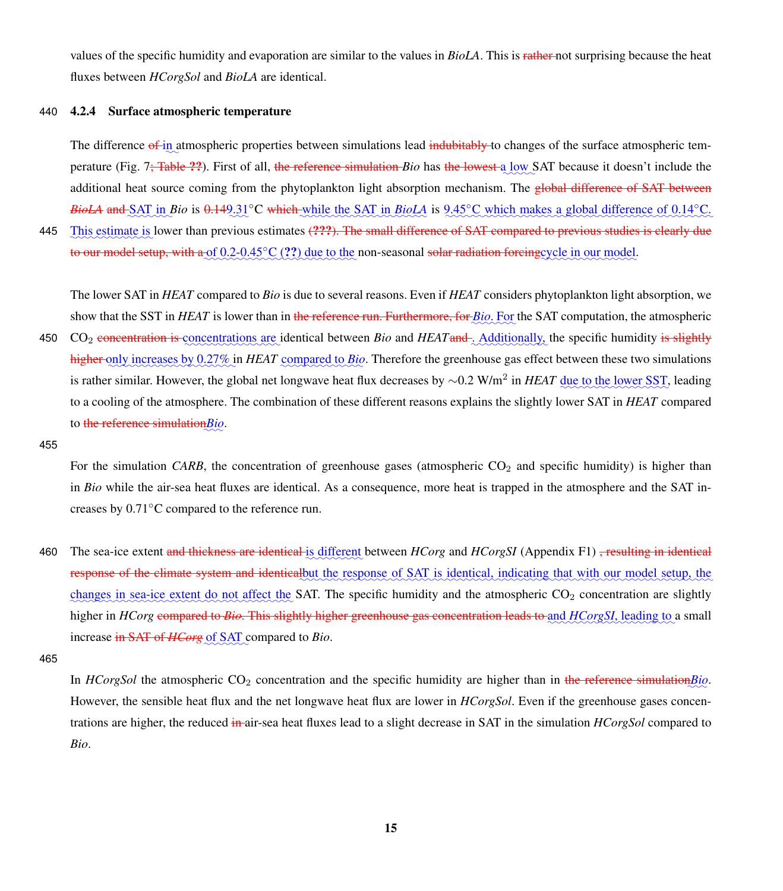values of the specific humidity and evaporation are similar to the values in *BioLA*. This is ~~rather~~ not surprising because the heat fluxes between *HCorgSol* and *BioLA* are identical.

### 4.2.4 Surface atmospheric temperature

The difference ~~of~~ in atmospheric properties between simulations lead ~~indubitably~~ to changes of the surface atmospheric temperature (Fig. 7~~; Table ??~~). First of all, ~~the reference simulation~~ *Bio* has ~~the lowest~~ a low SAT because it doesn't include the additional heat source coming from the phytoplankton light absorption mechanism. The ~~global difference of SAT between *BioLA* and~~ SAT in *Bio* is ~~0.14~~9.31°C ~~which~~ while the SAT in *BioLA* is 9.45°C which makes a global difference of 0.14°C. This estimate is lower than previous estimates ~~(???). The small difference of SAT compared to previous studies is clearly due to our model setup, with a~~ of 0.2-0.45°C (??) due to the non-seasonal ~~solar radiation forcing~~cycle in our model.

The lower SAT in *HEAT* compared to *Bio* is due to several reasons. Even if *HEAT* considers phytoplankton light absorption, we show that the SST in *HEAT* is lower than in ~~the reference run. Furthermore, for~~ *Bio*. For the SAT computation, the atmospheric $CO_2$ ~~concentration is~~ concentrations are identical between *Bio* and *HEAT*~~and~~. Additionally, the specific humidity ~~is slightly higher~~ only increases by 0.27% in *HEAT* compared to *Bio*. Therefore the greenhouse gas effect between these two simulations is rather similar. However, the global net longwave heat flux decreases by $\sim$0.2 W/m$^2$ in *HEAT* due to the lower SST, leading to a cooling of the atmosphere. The combination of these different reasons explains the slightly lower SAT in *HEAT* compared to ~~the reference simulation~~*Bio*.

For the simulation *CARB*, the concentration of greenhouse gases (atmospheric $CO_2$ and specific humidity) is higher than in *Bio* while the air-sea heat fluxes are identical. As a consequence, more heat is trapped in the atmosphere and the SAT increases by 0.71°C compared to the reference run.

The sea-ice extent ~~and thickness are identical~~ is different between *HCorg* and *HCorgSI* (Appendix F1) ~~, resulting in identical response of the climate system and identical~~but the response of SAT is identical, indicating that with our model setup, the changes in sea-ice extent do not affect the SAT. The specific humidity and the atmospheric $CO_2$ concentration are slightly higher in *HCorg* ~~compared to *Bio*. This slightly higher greenhouse gas concentration leads to~~ and *HCorgSI*, leading to a small increase ~~in SAT of *HCorg*~~ of SAT compared to *Bio*.

In *HCorgSol* the atmospheric $CO_2$ concentration and the specific humidity are higher than in ~~the reference simulation~~*Bio*. However, the sensible heat flux and the net longwave heat flux are lower in *HCorgSol*. Even if the greenhouse gases concentrations are higher, the reduced ~~in~~ air-sea heat fluxes lead to a slight decrease in SAT in the simulation *HCorgSol* compared to *Bio*.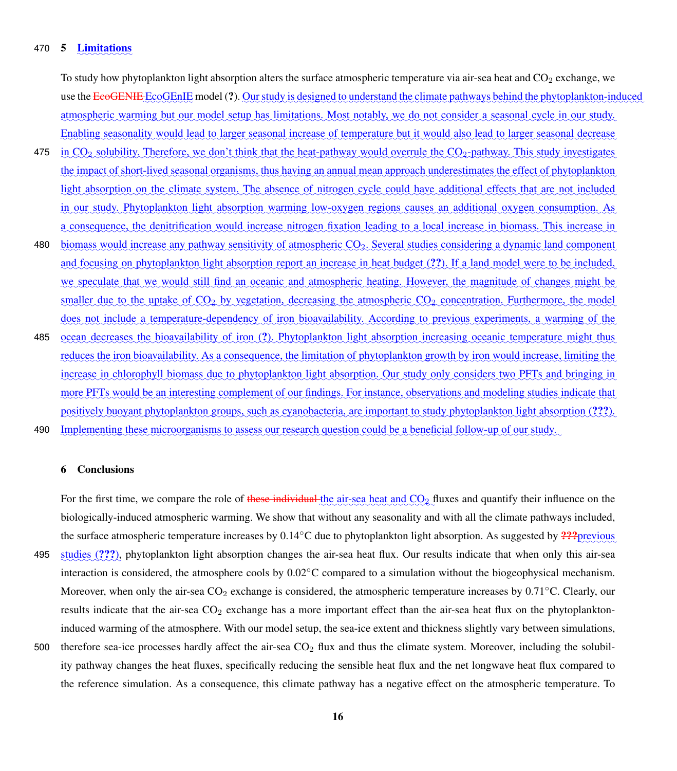## 5 Limitations

To study how phytoplankton light absorption alters the surface atmospheric temperature via air-sea heat and $CO_2$ exchange, we use the EcoGENIE EcoGEnIE model (?). Our study is designed to understand the climate pathways behind the phytoplankton-induced atmospheric warming but our model setup has limitations. Most notably, we do not consider a seasonal cycle in our study. Enabling seasonality would lead to larger seasonal increase of temperature but it would also lead to larger seasonal decrease in $CO_2$ solubility. Therefore, we don't think that the heat-pathway would overrule the $CO_2$-pathway. This study investigates the impact of short-lived seasonal organisms, thus having an annual mean approach underestimates the effect of phytoplankton light absorption on the climate system. The absence of nitrogen cycle could have additional effects that are not included in our study. Phytoplankton light absorption warming low-oxygen regions causes an additional oxygen consumption. As a consequence, the denitrification would increase nitrogen fixation leading to a local increase in biomass. This increase in biomass would increase any pathway sensitivity of atmospheric $CO_2$. Several studies considering a dynamic land component and focusing on phytoplankton light absorption report an increase in heat budget (??). If a land model were to be included, we speculate that we would still find an oceanic and atmospheric heating. However, the magnitude of changes might be smaller due to the uptake of $CO_2$ by vegetation, decreasing the atmospheric $CO_2$ concentration. Furthermore, the model does not include a temperature-dependency of iron bioavailability. According to previous experiments, a warming of the ocean decreases the bioavailability of iron (?). Phytoplankton light absorption increasing oceanic temperature might thus reduces the iron bioavailability. As a consequence, the limitation of phytoplankton growth by iron would increase, limiting the increase in chlorophyll biomass due to phytoplankton light absorption. Our study only considers two PFTs and bringing in more PFTs would be an interesting complement of our findings. For instance, observations and modeling studies indicate that positively buoyant phytoplankton groups, such as cyanobacteria, are important to study phytoplankton light absorption (???). Implementing these microorganisms to assess our research question could be a beneficial follow-up of our study.

## 6 Conclusions

For the first time, we compare the role of these individual the air-sea heat and $CO_2$ fluxes and quantify their influence on the biologically-induced atmospheric warming. We show that without any seasonality and with all the climate pathways included, the surface atmospheric temperature increases by 0.14°C due to phytoplankton light absorption. As suggested by ???previous studies (???), phytoplankton light absorption changes the air-sea heat flux. Our results indicate that when only this air-sea interaction is considered, the atmosphere cools by 0.02°C compared to a simulation without the biogeophysical mechanism. Moreover, when only the air-sea $CO_2$ exchange is considered, the atmospheric temperature increases by 0.71°C. Clearly, our results indicate that the air-sea $CO_2$ exchange has a more important effect than the air-sea heat flux on the phytoplankton-induced warming of the atmosphere. With our model setup, the sea-ice extent and thickness slightly vary between simulations, therefore sea-ice processes hardly affect the air-sea $CO_2$ flux and thus the climate system. Moreover, including the solubility pathway changes the heat fluxes, specifically reducing the sensible heat flux and the net longwave heat flux compared to the reference simulation. As a consequence, this climate pathway has a negative effect on the atmospheric temperature. To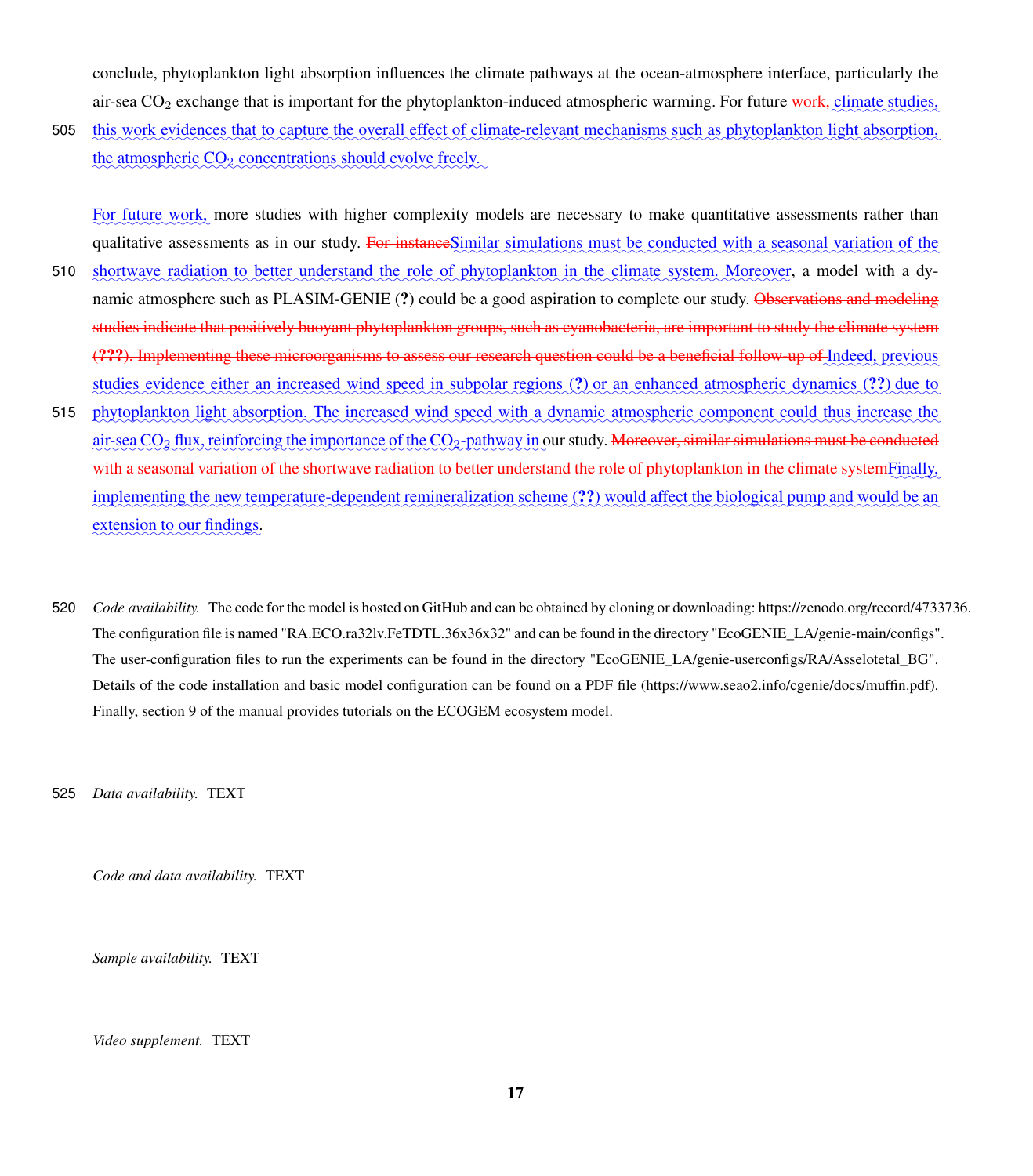conclude, phytoplankton light absorption influences the climate pathways at the ocean-atmosphere interface, particularly the air-sea $CO_2$ exchange that is important for the phytoplankton-induced atmospheric warming. For future ~~work,~~ climate studies, this work evidences that to capture the overall effect of climate-relevant mechanisms such as phytoplankton light absorption, the atmospheric $CO_2$ concentrations should evolve freely.

For future work, more studies with higher complexity models are necessary to make quantitative assessments rather than qualitative assessments as in our study. ~~For instance~~Similar simulations must be conducted with a seasonal variation of the shortwave radiation to better understand the role of phytoplankton in the climate system. Moreover, a model with a dynamic atmosphere such as PLASIM-GENIE (?) could be a good aspiration to complete our study. ~~Observations and modeling studies indicate that positively buoyant phytoplankton groups, such as cyanobacteria, are important to study the climate system (???). Implementing these microorganisms to assess our research question could be a beneficial follow-up of~~ Indeed, previous studies evidence either an increased wind speed in subpolar regions (?) or an enhanced atmospheric dynamics (??) due to phytoplankton light absorption. The increased wind speed with a dynamic atmospheric component could thus increase the air-sea $CO_2$ flux, reinforcing the importance of the $CO_2$-pathway in our study. ~~Moreover, similar simulations must be conducted with a seasonal variation of the shortwave radiation to better understand the role of phytoplankton in the climate system~~Finally, implementing the new temperature-dependent remineralization scheme (??) would affect the biological pump and would be an extension to our findings.

*Code availability.* The code for the model is hosted on GitHub and can be obtained by cloning or downloading: https://zenodo.org/record/4733736. The configuration file is named "RA.ECO.ra32lv.FeTDTL.36x36x32" and can be found in the directory "EcoGENIE_LA/genie-main/configs". The user-configuration files to run the experiments can be found in the directory "EcoGENIE_LA/genie-userconfigs/RA/Asselotetal_BG". Details of the code installation and basic model configuration can be found on a PDF file (https://www.seao2.info/cgenie/docs/muffin.pdf). Finally, section 9 of the manual provides tutorials on the ECOGEM ecosystem model.

*Data availability.* TEXT

*Code and data availability.* TEXT

*Sample availability.* TEXT

*Video supplement.* TEXT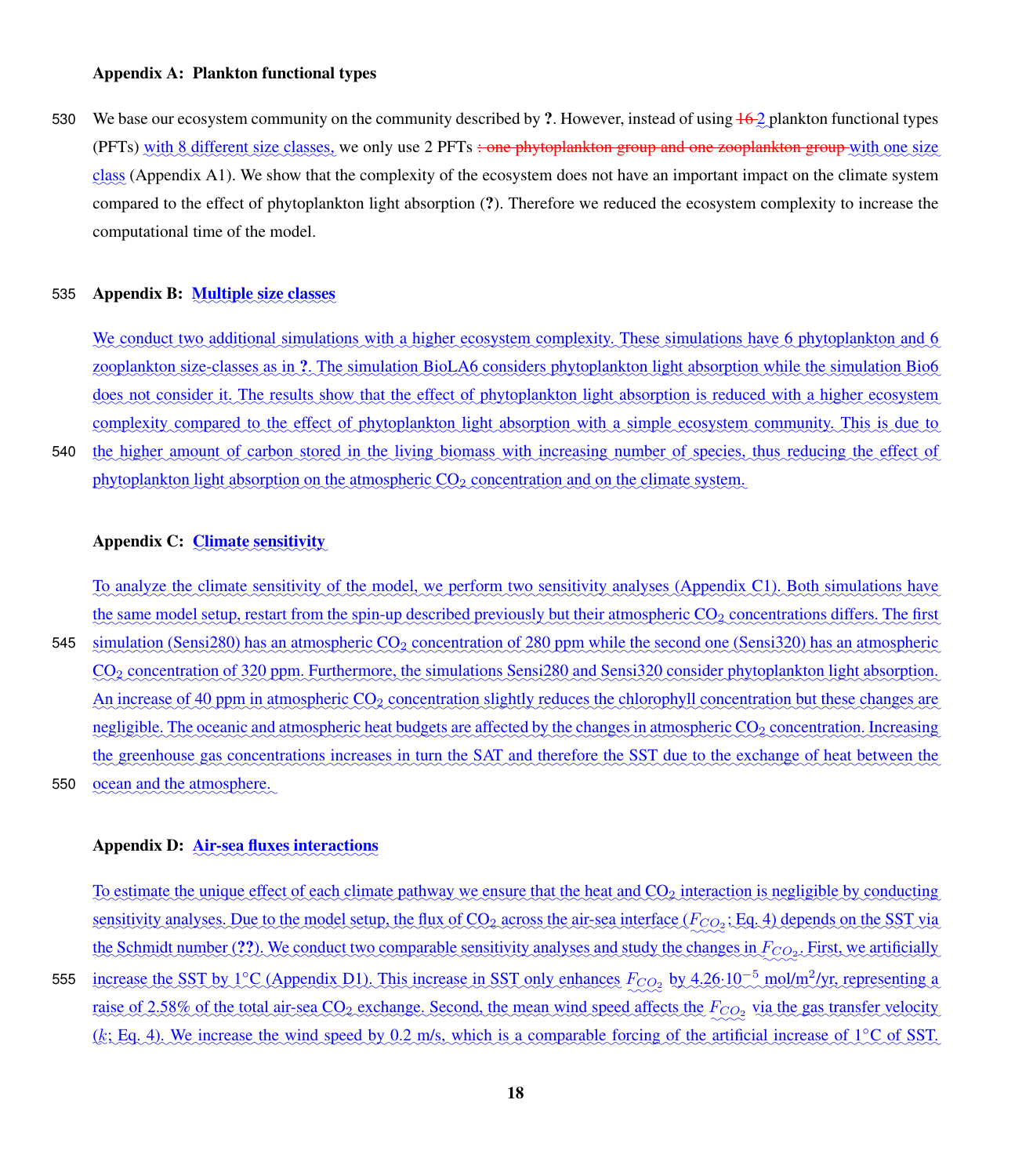## Appendix A: Plankton functional types

We base our ecosystem community on the community described by **?**. However, instead of using ~~16~~ 2 plankton functional types (PFTs) with 8 different size classes, we only use 2 PFTs ~~: one phytoplankton group and one zooplankton group~~ with one size class (Appendix A1). We show that the complexity of the ecosystem does not have an important impact on the climate system compared to the effect of phytoplankton light absorption (**?**). Therefore we reduced the ecosystem complexity to increase the computational time of the model.

## Appendix B: Multiple size classes

We conduct two additional simulations with a higher ecosystem complexity. These simulations have 6 phytoplankton and 6 zooplankton size-classes as in **?**. The simulation BioLA6 considers phytoplankton light absorption while the simulation Bio6 does not consider it. The results show that the effect of phytoplankton light absorption is reduced with a higher ecosystem complexity compared to the effect of phytoplankton light absorption with a simple ecosystem community. This is due to the higher amount of carbon stored in the living biomass with increasing number of species, thus reducing the effect of phytoplankton light absorption on the atmospheric $CO_2$ concentration and on the climate system.

## Appendix C: Climate sensitivity

To analyze the climate sensitivity of the model, we perform two sensitivity analyses (Appendix C1). Both simulations have the same model setup, restart from the spin-up described previously but their atmospheric $CO_2$ concentrations differs. The first simulation (Sensi280) has an atmospheric $CO_2$ concentration of 280 ppm while the second one (Sensi320) has an atmospheric $CO_2$ concentration of 320 ppm. Furthermore, the simulations Sensi280 and Sensi320 consider phytoplankton light absorption. An increase of 40 ppm in atmospheric $CO_2$ concentration slightly reduces the chlorophyll concentration but these changes are negligible. The oceanic and atmospheric heat budgets are affected by the changes in atmospheric $CO_2$ concentration. Increasing the greenhouse gas concentrations increases in turn the SAT and therefore the SST due to the exchange of heat between the ocean and the atmosphere.

## Appendix D: Air-sea fluxes interactions

To estimate the unique effect of each climate pathway we ensure that the heat and $CO_2$ interaction is negligible by conducting sensitivity analyses. Due to the model setup, the flux of $CO_2$ across the air-sea interface ($F_{CO_2}$; Eq. 4) depends on the SST via the Schmidt number (**??**). We conduct two comparable sensitivity analyses and study the changes in $F_{CO_2}$. First, we artificially increase the SST by 1°C (Appendix D1). This increase in SST only enhances $F_{CO_2}$ by $4.26{\cdot}10^{-5}$ mol/m$^2$/yr, representing a raise of 2.58% of the total air-sea $CO_2$ exchange. Second, the mean wind speed affects the $F_{CO_2}$ via the gas transfer velocity ($k$; Eq. 4). We increase the wind speed by 0.2 m/s, which is a comparable forcing of the artificial increase of 1°C of SST.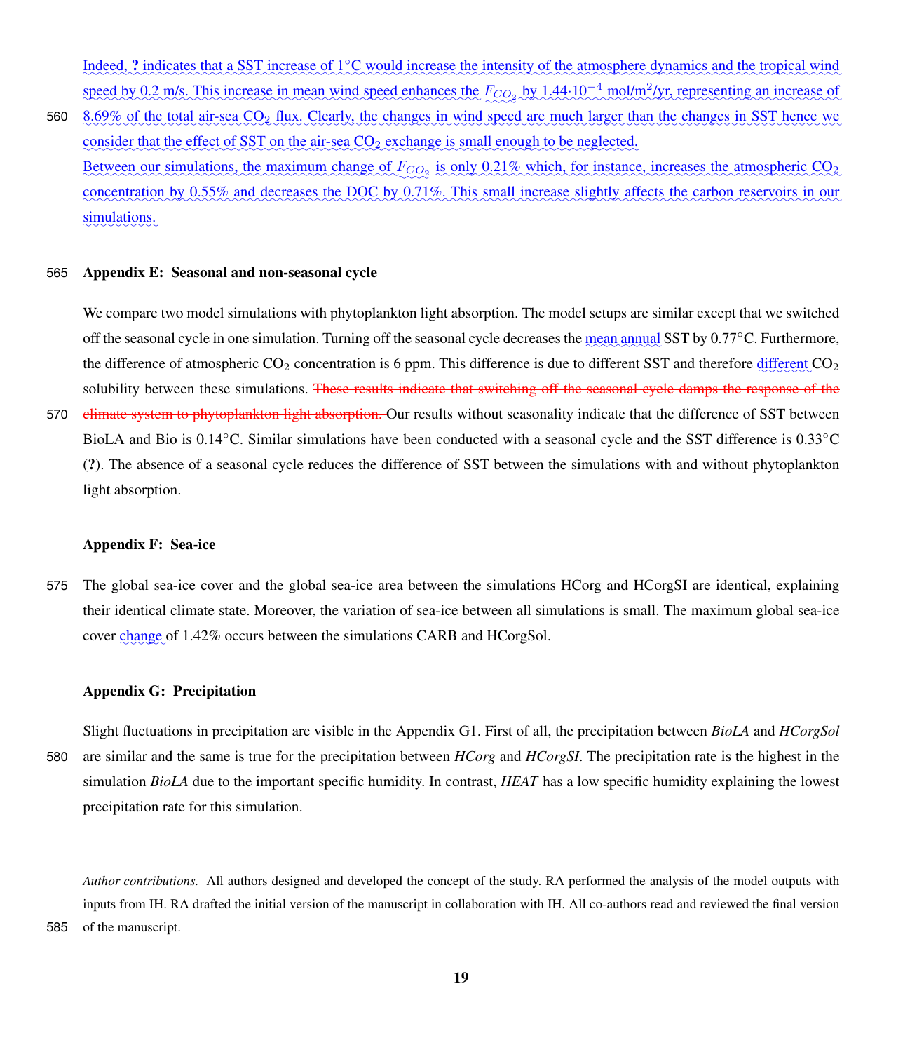Indeed, **?** indicates that a SST increase of 1°C would increase the intensity of the atmosphere dynamics and the tropical wind speed by 0.2 m/s. This increase in mean wind speed enhances the $F_{CO_2}$ by $1.44 \cdot 10^{-4}$ mol/m$^2$/yr, representing an increase of 8.69% of the total air-sea $CO_2$ flux. Clearly, the changes in wind speed are much larger than the changes in SST hence we consider that the effect of SST on the air-sea $CO_2$ exchange is small enough to be neglected.

Between our simulations, the maximum change of $F_{CO_2}$ is only 0.21% which, for instance, increases the atmospheric $CO_2$ concentration by 0.55% and decreases the DOC by 0.71%. This small increase slightly affects the carbon reservoirs in our simulations.

## Appendix E: Seasonal and non-seasonal cycle

We compare two model simulations with phytoplankton light absorption. The model setups are similar except that we switched off the seasonal cycle in one simulation. Turning off the seasonal cycle decreases the mean annual SST by 0.77°C. Furthermore, the difference of atmospheric $CO_2$ concentration is 6 ppm. This difference is due to different SST and therefore different $CO_2$ solubility between these simulations. ~~These results indicate that switching off the seasonal cycle damps the response of the climate system to phytoplankton light absorption.~~ Our results without seasonality indicate that the difference of SST between BioLA and Bio is 0.14°C. Similar simulations have been conducted with a seasonal cycle and the SST difference is 0.33°C (**?**). The absence of a seasonal cycle reduces the difference of SST between the simulations with and without phytoplankton light absorption.

## Appendix F: Sea-ice

The global sea-ice cover and the global sea-ice area between the simulations HCorg and HCorgSI are identical, explaining their identical climate state. Moreover, the variation of sea-ice between all simulations is small. The maximum global sea-ice cover change of 1.42% occurs between the simulations CARB and HCorgSol.

## Appendix G: Precipitation

Slight fluctuations in precipitation are visible in the Appendix G1. First of all, the precipitation between *BioLA* and *HCorgSol* are similar and the same is true for the precipitation between *HCorg* and *HCorgSI*. The precipitation rate is the highest in the simulation *BioLA* due to the important specific humidity. In contrast, *HEAT* has a low specific humidity explaining the lowest precipitation rate for this simulation.

*Author contributions.* All authors designed and developed the concept of the study. RA performed the analysis of the model outputs with inputs from IH. RA drafted the initial version of the manuscript in collaboration with IH. All co-authors read and reviewed the final version of the manuscript.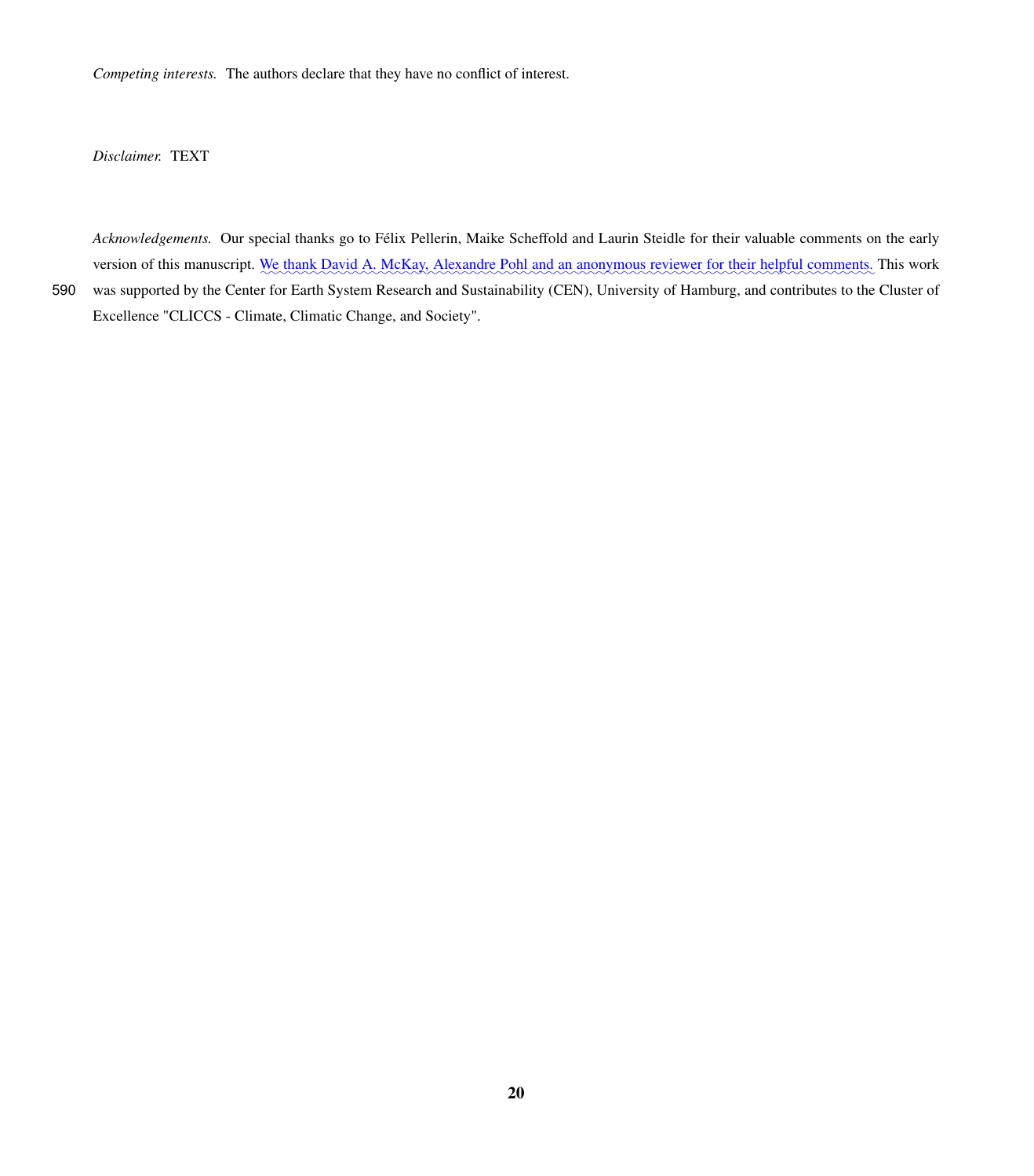*Competing interests.* The authors declare that they have no conflict of interest.

*Disclaimer.* TEXT

*Acknowledgements.* Our special thanks go to Félix Pellerin, Maike Scheffold and Laurin Steidle for their valuable comments on the early version of this manuscript. We thank David A. McKay, Alexandre Pohl and an anonymous reviewer for their helpful comments. This work was supported by the Center for Earth System Research and Sustainability (CEN), University of Hamburg, and contributes to the Cluster of Excellence "CLICCS - Climate, Climatic Change, and Society".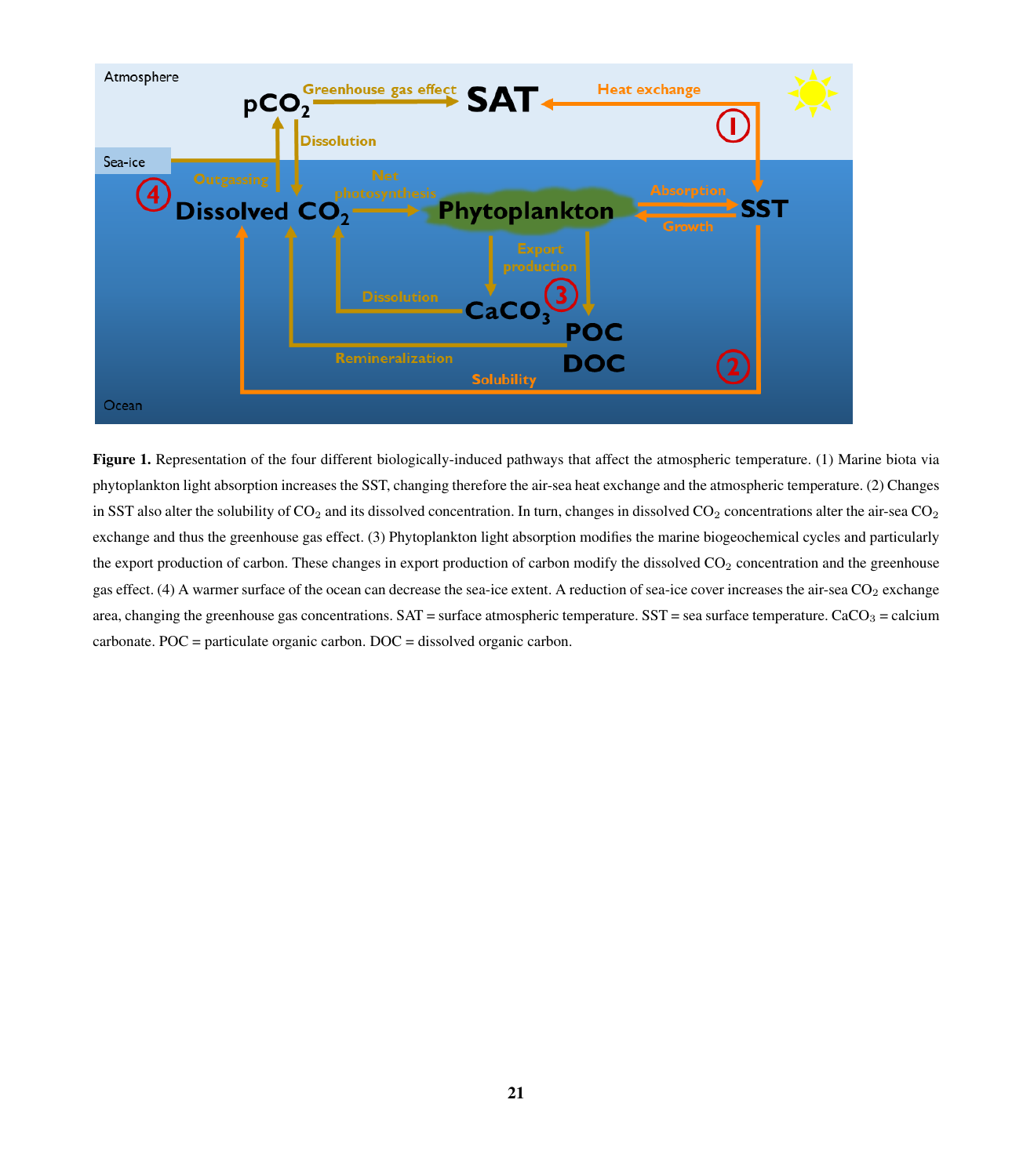**Figure 1.** Representation of the four different biologically-induced pathways that affect the atmospheric temperature. (1) Marine biota via phytoplankton light absorption increases the SST, changing therefore the air-sea heat exchange and the atmospheric temperature. (2) Changes in SST also alter the solubility of $CO_2$ and its dissolved concentration. In turn, changes in dissolved $CO_2$ concentrations alter the air-sea $CO_2$ exchange and thus the greenhouse gas effect. (3) Phytoplankton light absorption modifies the marine biogeochemical cycles and particularly the export production of carbon. These changes in export production of carbon modify the dissolved $CO_2$ concentration and the greenhouse gas effect. (4) A warmer surface of the ocean can decrease the sea-ice extent. A reduction of sea-ice cover increases the air-sea $CO_2$ exchange area, changing the greenhouse gas concentrations. SAT = surface atmospheric temperature. SST = sea surface temperature. $CaCO_3$ = calcium carbonate. POC = particulate organic carbon. DOC = dissolved organic carbon.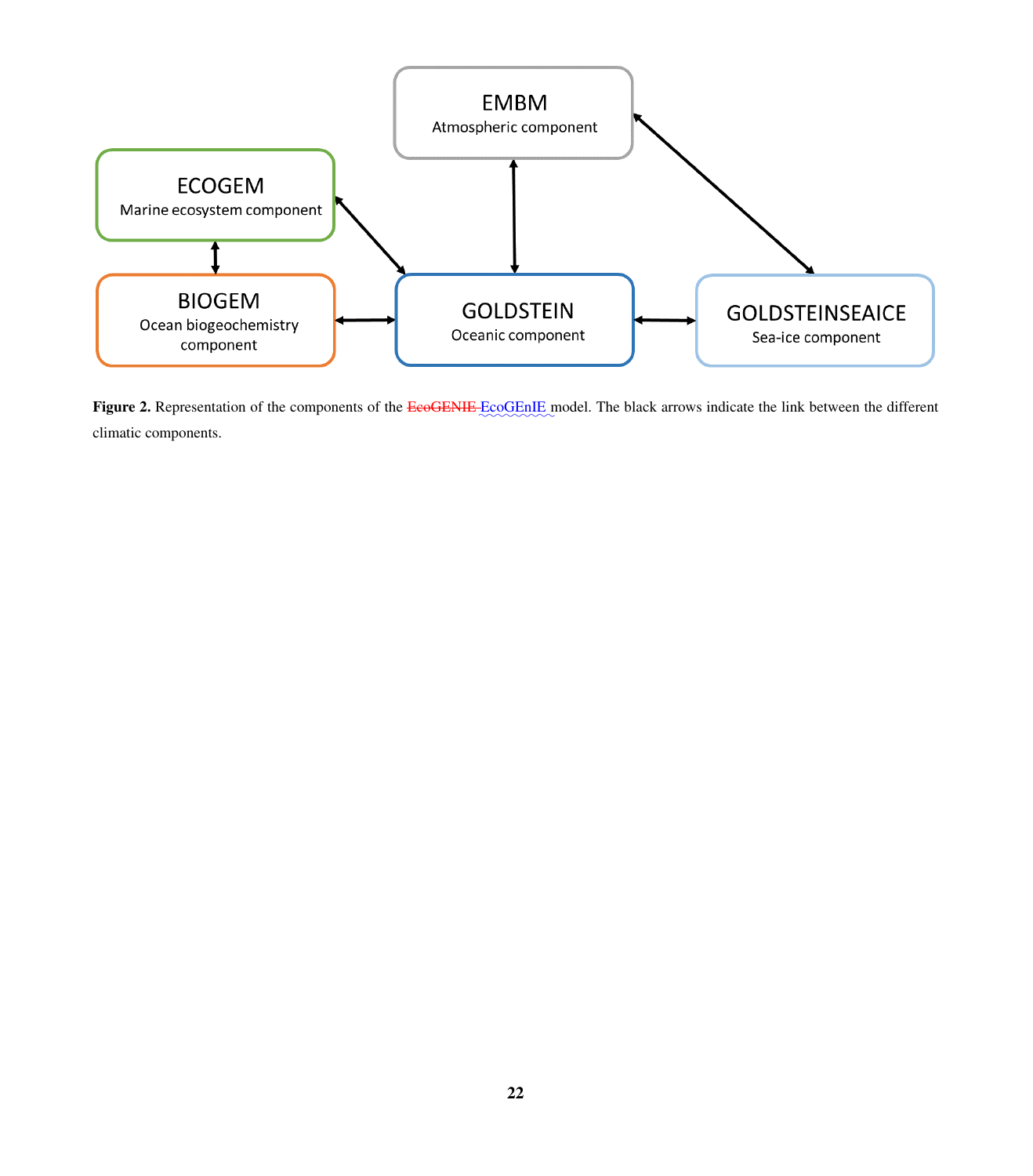EMBM
Atmospheric component

ECOGEM
Marine ecosystem component

BIOGEM
Ocean biogeochemistry component

GOLDSTEIN
Oceanic component

GOLDSTEINSEAICE
Sea-ice component

**Figure 2.** Representation of the components of the ~~EcoGENIE~~ EcoGEnIE model. The black arrows indicate the link between the different climatic components.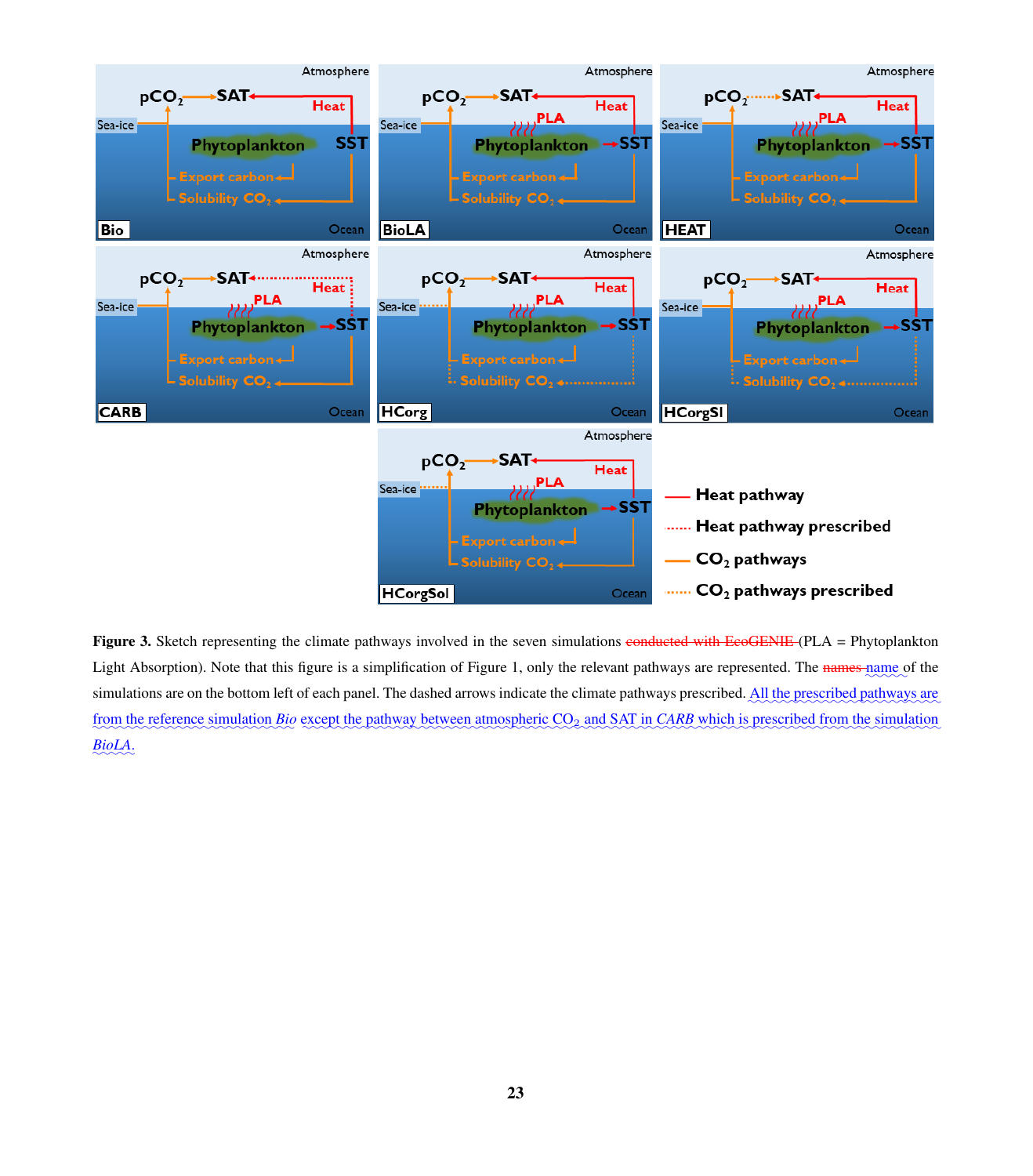**Figure 3.** Sketch representing the climate pathways involved in the seven simulations ~~conducted with EcoGENIE~~ (PLA = Phytoplankton Light Absorption). Note that this figure is a simplification of Figure 1, only the relevant pathways are represented. The ~~names~~ name of the simulations are on the bottom left of each panel. The dashed arrows indicate the climate pathways prescribed. All the prescribed pathways are from the reference simulation *Bio* except the pathway between atmospheric $CO_2$ and SAT in *CARB* which is prescribed from the simulation *BioLA*.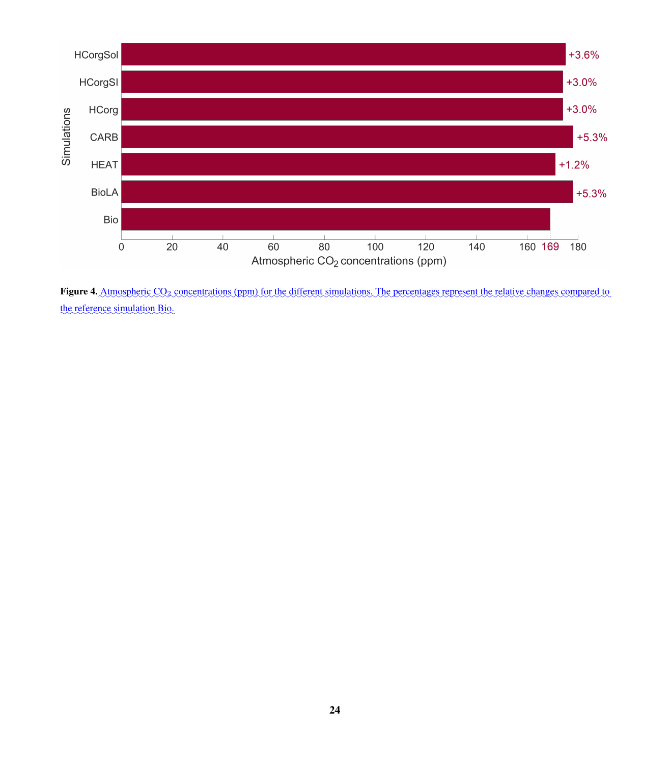**Figure 4.** Atmospheric $CO_2$ concentrations (ppm) for the different simulations. The percentages represent the relative changes compared to the reference simulation Bio.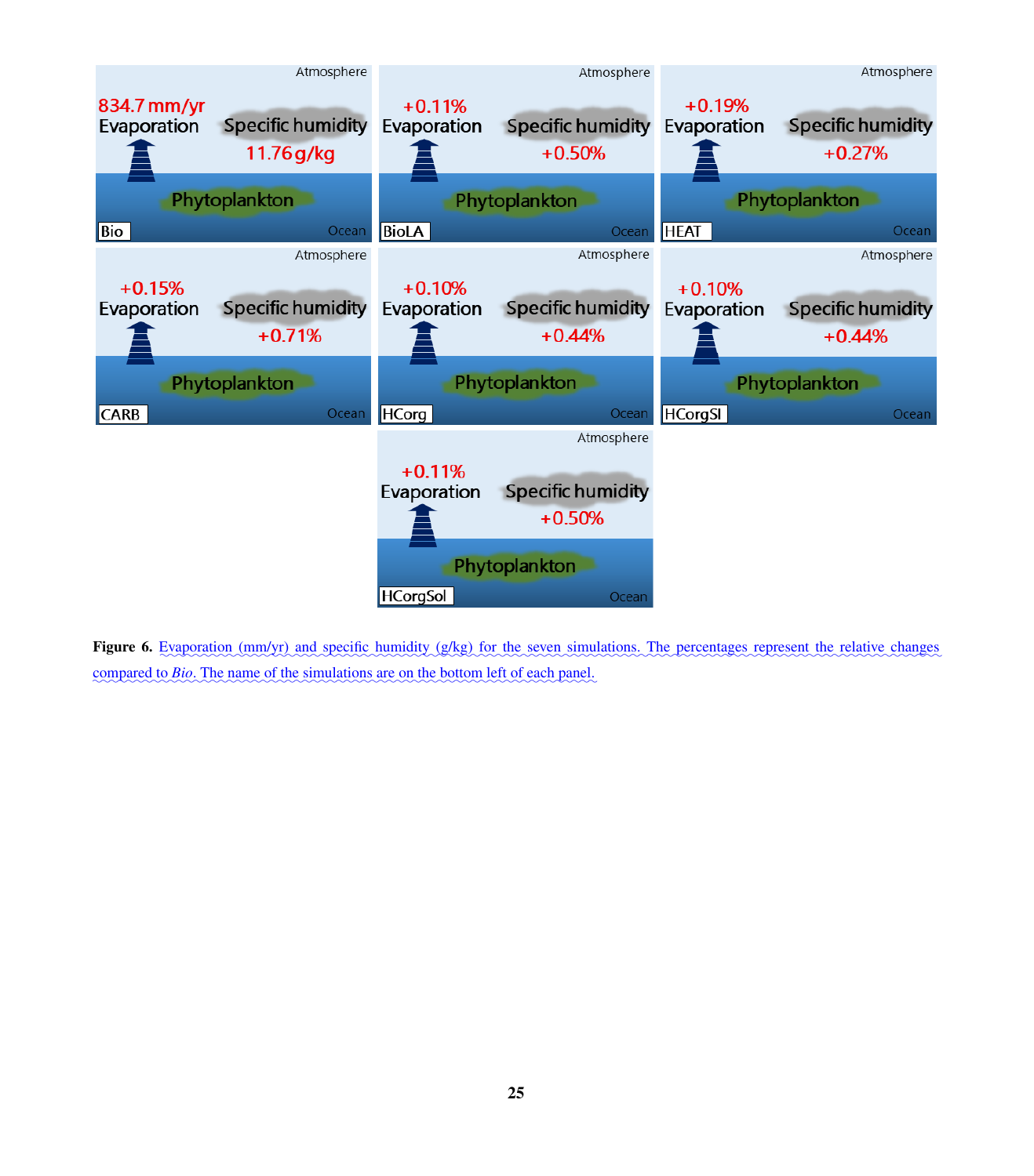**Figure 6.** Evaporation (mm/yr) and specific humidity (g/kg) for the seven simulations. The percentages represent the relative changes compared to *Bio*. The name of the simulations are on the bottom left of each panel.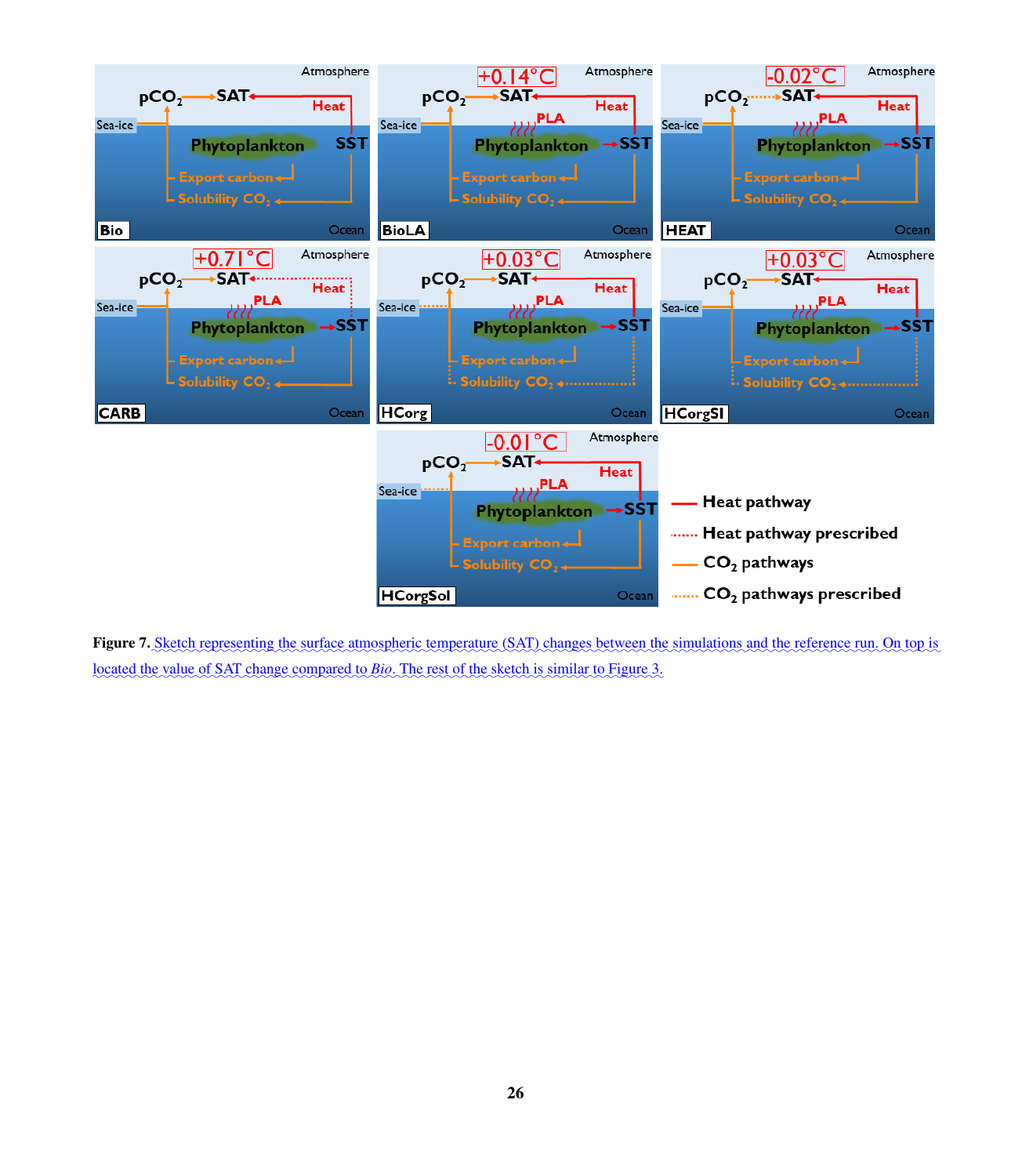**Figure 7.** Sketch representing the surface atmospheric temperature (SAT) changes between the simulations and the reference run. On top is located the value of SAT change compared to *Bio*. The rest of the sketch is similar to Figure 3.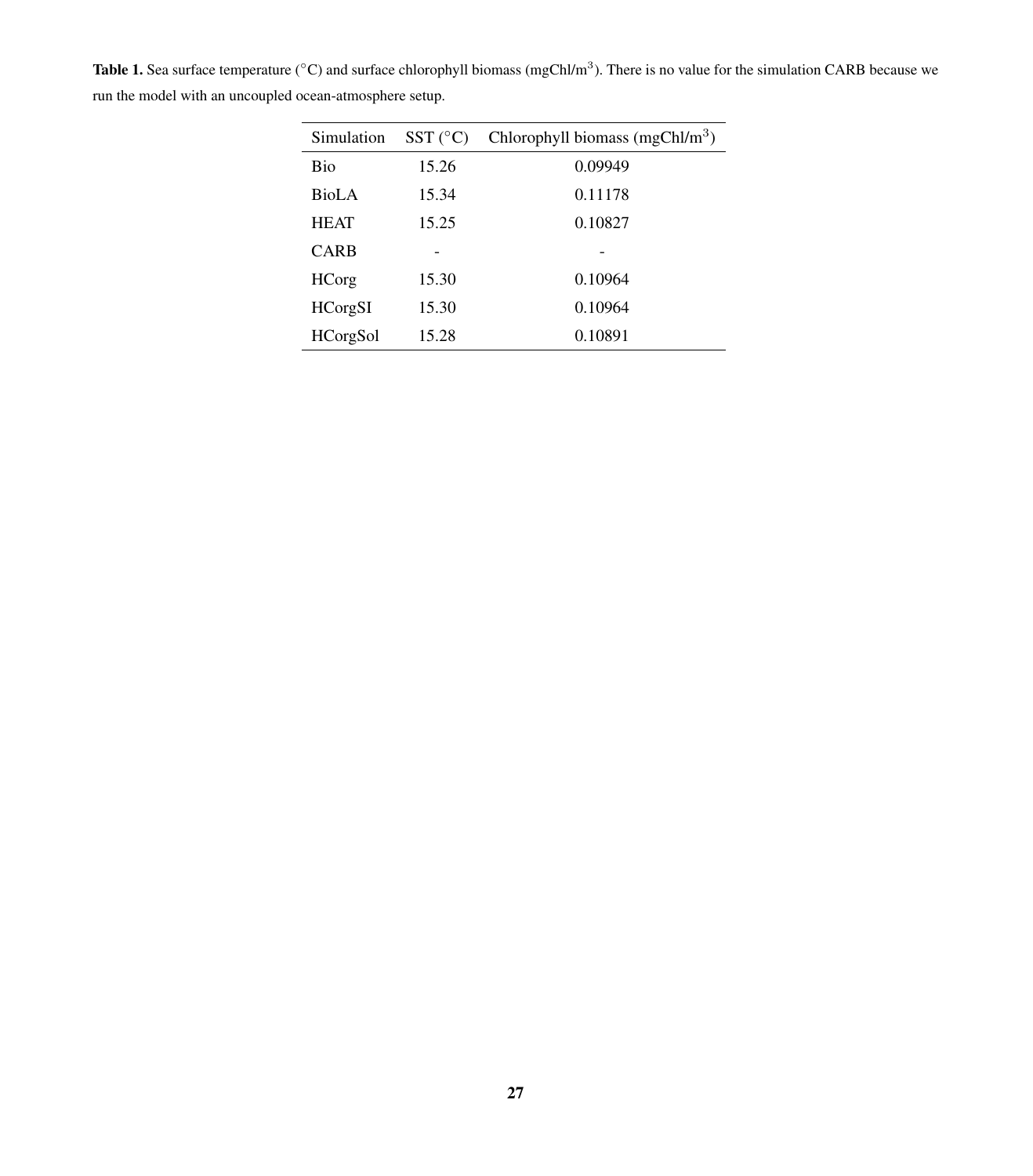**Table 1.** Sea surface temperature (°C) and surface chlorophyll biomass (mgChl/m$^3$). There is no value for the simulation CARB because we run the model with an uncoupled ocean-atmosphere setup.

| Simulation | SST (°C) | Chlorophyll biomass (mgChl/m$^3$) |
|---|---|---|
| Bio | 15.26 | 0.09949 |
| BioLA | 15.34 | 0.11178 |
| HEAT | 15.25 | 0.10827 |
| CARB | - | - |
| HCorg | 15.30 | 0.10964 |
| HCorgSI | 15.30 | 0.10964 |
| HCorgSol | 15.28 | 0.10891 |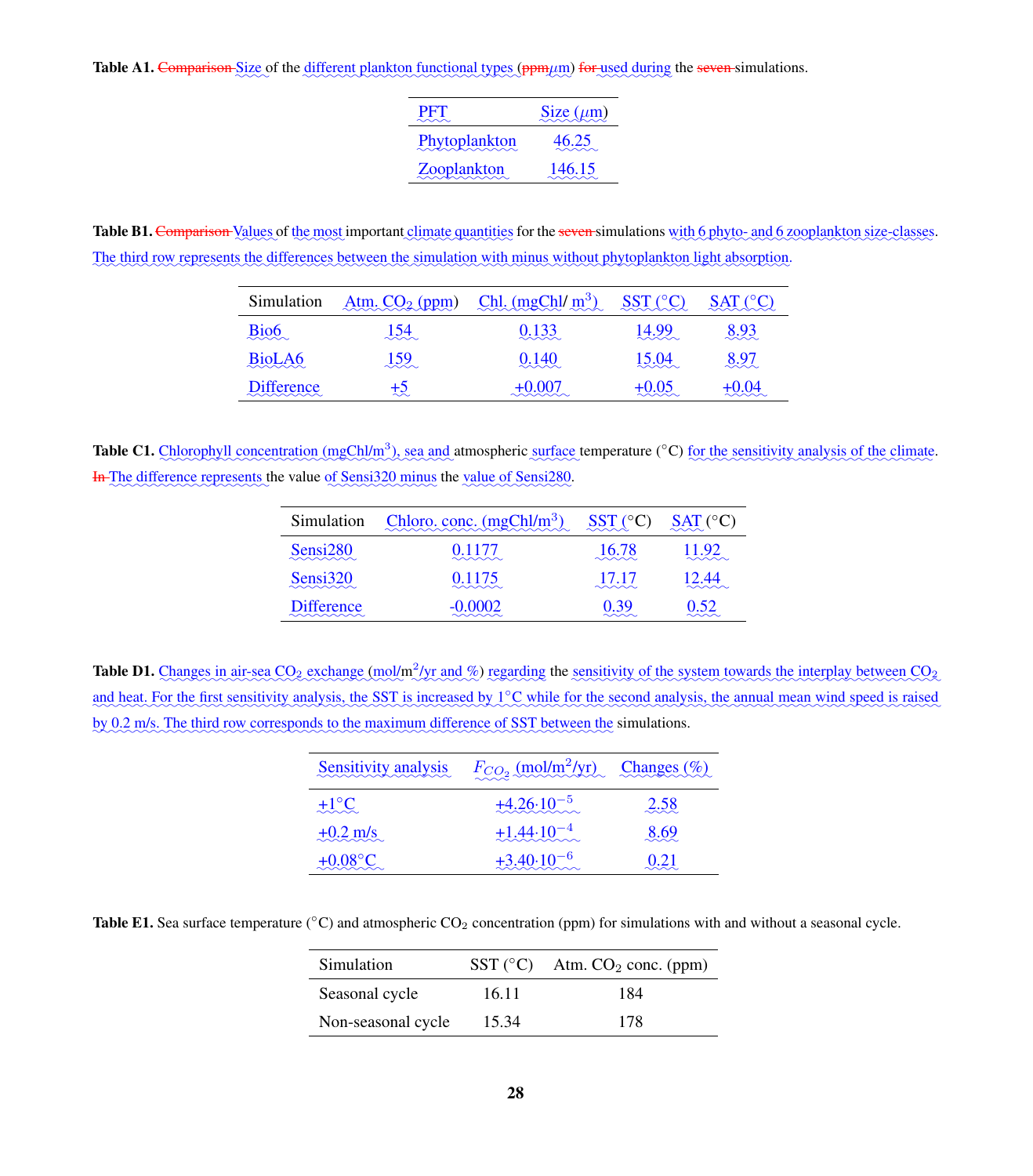**Table A1.** ~~Comparison~~ Size of the different plankton functional types (~~ppm~~µm) ~~for~~ used during the ~~seven~~ simulations.

| PFT | Size (µm) |
|---|---|
| Phytoplankton | 46.25 |
| Zooplankton | 146.15 |

**Table B1.** ~~Comparison~~ Values of the most important climate quantities for the ~~seven~~ simulations with 6 phyto- and 6 zooplankton size-classes. The third row represents the differences between the simulation with minus without phytoplankton light absorption.

| Simulation | Atm. $CO_2$ (ppm) | Chl. (mgChl/ $m^3$) | SST (°C) | SAT (°C) |
|---|---|---|---|---|
| Bio6 | 154 | 0.133 | 14.99 | 8.93 |
| BioLA6 | 159 | 0.140 | 15.04 | 8.97 |
| Difference | +5 | +0.007 | +0.05 | +0.04 |

**Table C1.** Chlorophyll concentration (mgChl/$m^3$), sea and atmospheric surface temperature (°C) for the sensitivity analysis of the climate. ~~In~~ The difference represents the value of Sensi320 minus the value of Sensi280.

| Simulation | Chloro. conc. (mgChl/$m^3$) | SST (°C) | SAT (°C) |
|---|---|---|---|
| Sensi280 | 0.1177 | 16.78 | 11.92 |
| Sensi320 | 0.1175 | 17.17 | 12.44 |
| Difference | -0.0002 | 0.39 | 0.52 |

**Table D1.** Changes in air-sea $CO_2$ exchange (mol/$m^2$/yr and %) regarding the sensitivity of the system towards the interplay between $CO_2$ and heat. For the first sensitivity analysis, the SST is increased by 1°C while for the second analysis, the annual mean wind speed is raised by 0.2 m/s. The third row corresponds to the maximum difference of SST between the simulations.

| Sensitivity analysis | $F_{CO_2}$ (mol/$m^2$/yr) | Changes (%) |
|---|---|---|
| +1°C | $+4.26 \cdot 10^{-5}$ | 2.58 |
| +0.2 m/s | $+1.44 \cdot 10^{-4}$ | 8.69 |
| +0.08°C | $+3.40 \cdot 10^{-6}$ | 0.21 |

**Table E1.** Sea surface temperature (°C) and atmospheric $CO_2$ concentration (ppm) for simulations with and without a seasonal cycle.

| Simulation | SST (°C) | Atm. $CO_2$ conc. (ppm) |
|---|---|---|
| Seasonal cycle | 16.11 | 184 |
| Non-seasonal cycle | 15.34 | 178 |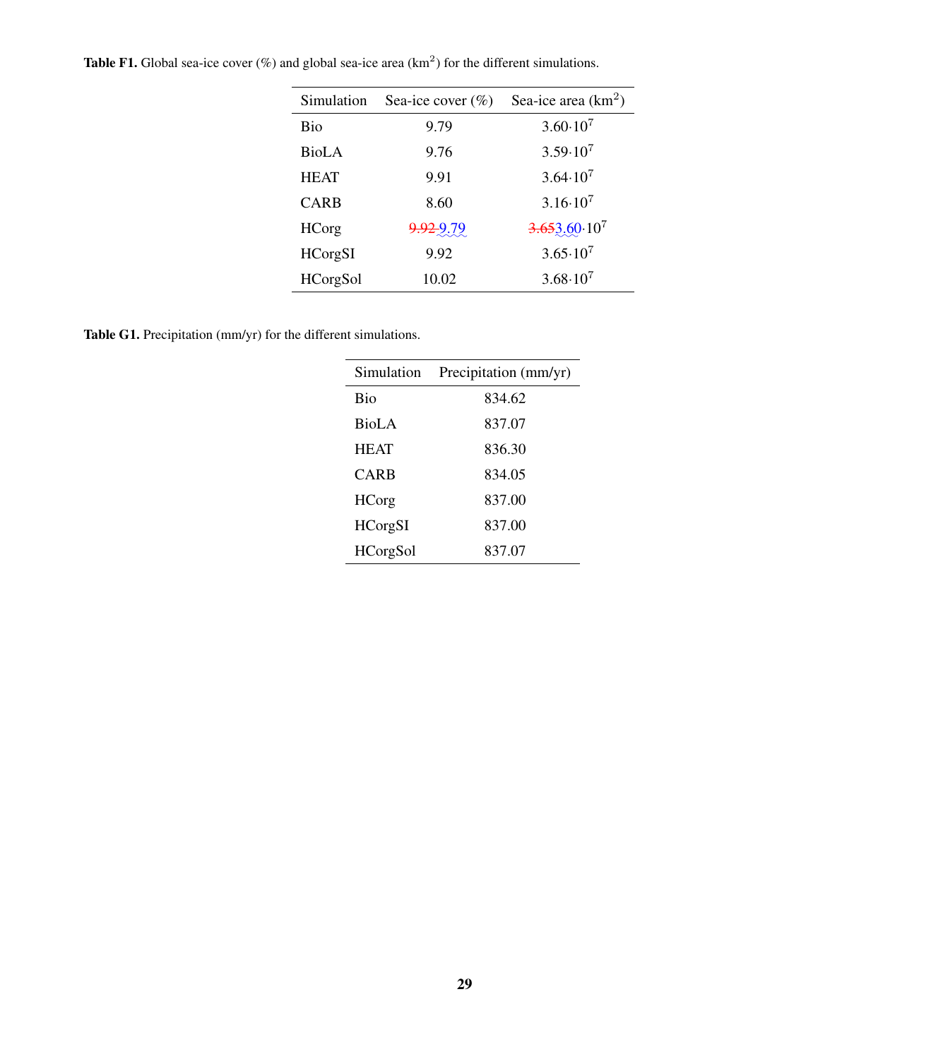**Table F1.** Global sea-ice cover (%) and global sea-ice area ($km^2$) for the different simulations.

| Simulation | Sea-ice cover (%) | Sea-ice area ($km^2$) |
|---|---|---|
| Bio | 9.79 | $3.60 \cdot 10^7$ |
| BioLA | 9.76 | $3.59 \cdot 10^7$ |
| HEAT | 9.91 | $3.64 \cdot 10^7$ |
| CARB | 8.60 | $3.16 \cdot 10^7$ |
| HCorg | ~~9.92~~ 9.79 | ~~3.65~~ $3.60 \cdot 10^7$ |
| HCorgSI | 9.92 | $3.65 \cdot 10^7$ |
| HCorgSol | 10.02 | $3.68 \cdot 10^7$ |

**Table G1.** Precipitation (mm/yr) for the different simulations.

| Simulation | Precipitation (mm/yr) |
|---|---|
| Bio | 834.62 |
| BioLA | 837.07 |
| HEAT | 836.30 |
| CARB | 834.05 |
| HCorg | 837.00 |
| HCorgSI | 837.00 |
| HCorgSol | 837.07 |